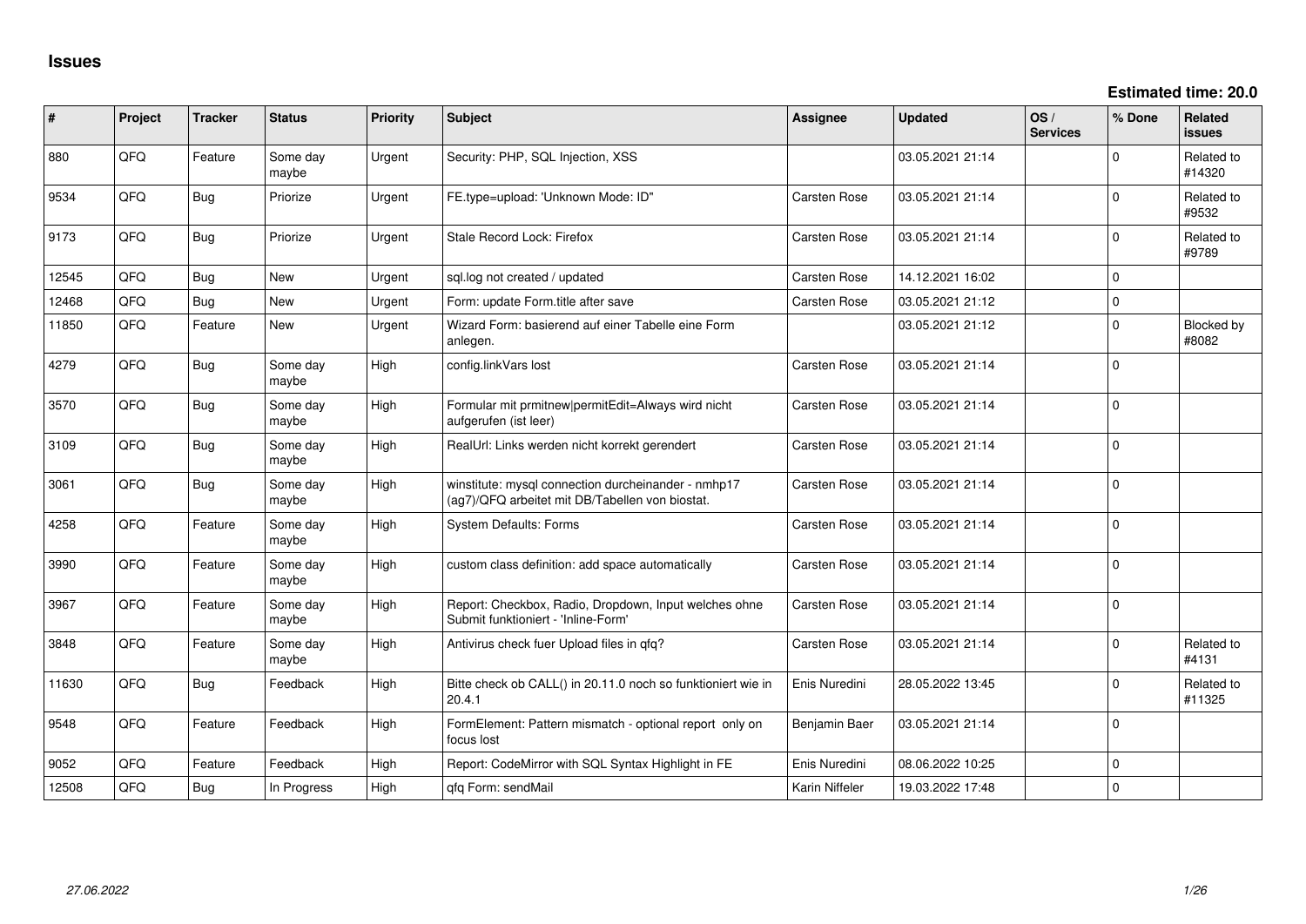# Issues

**Estimated time: 20.0**

| # | Project | Tracker | Status | Priority | Subject | Assignee | Updated | OS / Services | % Done | Related issues |
|---|---|---|---|---|---|---|---|---|---|---|
| 880 | QFQ | Feature | Some day maybe | Urgent | Security: PHP, SQL Injection, XSS | | 03.05.2021 21:14 | | 0 | Related to #14320 |
| 9534 | QFQ | Bug | Priorize | Urgent | FE.type=upload: 'Unknown Mode: ID" | Carsten Rose | 03.05.2021 21:14 | | 0 | Related to #9532 |
| 9173 | QFQ | Bug | Priorize | Urgent | Stale Record Lock: Firefox | Carsten Rose | 03.05.2021 21:14 | | 0 | Related to #9789 |
| 12545 | QFQ | Bug | New | Urgent | sql.log not created / updated | Carsten Rose | 14.12.2021 16:02 | | 0 | |
| 12468 | QFQ | Bug | New | Urgent | Form: update Form.title after save | Carsten Rose | 03.05.2021 21:12 | | 0 | |
| 11850 | QFQ | Feature | New | Urgent | Wizard Form: basierend auf einer Tabelle eine Form anlegen. | | 03.05.2021 21:12 | | 0 | Blocked by #8082 |
| 4279 | QFQ | Bug | Some day maybe | High | config.linkVars lost | Carsten Rose | 03.05.2021 21:14 | | 0 | |
| 3570 | QFQ | Bug | Some day maybe | High | Formular mit prmitnew\|permitEdit=Always wird nicht aufgerufen (ist leer) | Carsten Rose | 03.05.2021 21:14 | | 0 | |
| 3109 | QFQ | Bug | Some day maybe | High | RealUrl: Links werden nicht korrekt gerendert | Carsten Rose | 03.05.2021 21:14 | | 0 | |
| 3061 | QFQ | Bug | Some day maybe | High | winstitute: mysql connection durcheinander - nmhp17 (ag7)/QFQ arbeitet mit DB/Tabellen von biostat. | Carsten Rose | 03.05.2021 21:14 | | 0 | |
| 4258 | QFQ | Feature | Some day maybe | High | System Defaults: Forms | Carsten Rose | 03.05.2021 21:14 | | 0 | |
| 3990 | QFQ | Feature | Some day maybe | High | custom class definition: add space automatically | Carsten Rose | 03.05.2021 21:14 | | 0 | |
| 3967 | QFQ | Feature | Some day maybe | High | Report: Checkbox, Radio, Dropdown, Input welches ohne Submit funktioniert - 'Inline-Form' | Carsten Rose | 03.05.2021 21:14 | | 0 | |
| 3848 | QFQ | Feature | Some day maybe | High | Antivirus check fuer Upload files in qfq? | Carsten Rose | 03.05.2021 21:14 | | 0 | Related to #4131 |
| 11630 | QFQ | Bug | Feedback | High | Bitte check ob CALL() in 20.11.0 noch so funktioniert wie in 20.4.1 | Enis Nuredini | 28.05.2022 13:45 | | 0 | Related to #11325 |
| 9548 | QFQ | Feature | Feedback | High | FormElement: Pattern mismatch - optional report only on focus lost | Benjamin Baer | 03.05.2021 21:14 | | 0 | |
| 9052 | QFQ | Feature | Feedback | High | Report: CodeMirror with SQL Syntax Highlight in FE | Enis Nuredini | 08.06.2022 10:25 | | 0 | |
| 12508 | QFQ | Bug | In Progress | High | qfq Form: sendMail | Karin Niffeler | 19.03.2022 17:48 | | 0 | |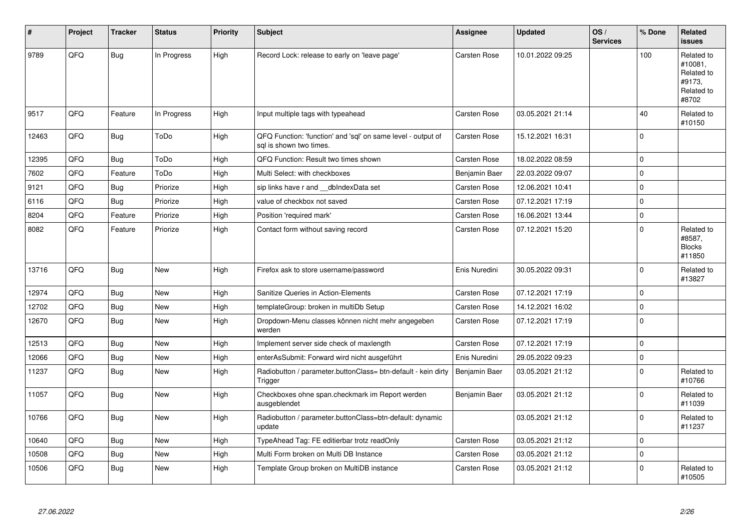| # | Project | Tracker | Status | Priority | Subject | Assignee | Updated | OS / Services | % Done | Related issues |
|---|---|---|---|---|---|---|---|---|---|---|
| 9789 | QFQ | Bug | In Progress | High | Record Lock: release to early on 'leave page' | Carsten Rose | 10.01.2022 09:25 | | 100 | Related to #10081, Related to #9173, Related to #8702 |
| 9517 | QFQ | Feature | In Progress | High | Input multiple tags with typeahead | Carsten Rose | 03.05.2021 21:14 | | 40 | Related to #10150 |
| 12463 | QFQ | Bug | ToDo | High | QFQ Function: 'function' and 'sql' on same level - output of sql is shown two times. | Carsten Rose | 15.12.2021 16:31 | | 0 | |
| 12395 | QFQ | Bug | ToDo | High | QFQ Function: Result two times shown | Carsten Rose | 18.02.2022 08:59 | | 0 | |
| 7602 | QFQ | Feature | ToDo | High | Multi Select: with checkboxes | Benjamin Baer | 22.03.2022 09:07 | | 0 | |
| 9121 | QFQ | Bug | Priorize | High | sip links have r and __dbIndexData set | Carsten Rose | 12.06.2021 10:41 | | 0 | |
| 6116 | QFQ | Bug | Priorize | High | value of checkbox not saved | Carsten Rose | 07.12.2021 17:19 | | 0 | |
| 8204 | QFQ | Feature | Priorize | High | Position 'required mark' | Carsten Rose | 16.06.2021 13:44 | | 0 | |
| 8082 | QFQ | Feature | Priorize | High | Contact form without saving record | Carsten Rose | 07.12.2021 15:20 | | 0 | Related to #8587, Blocks #11850 |
| 13716 | QFQ | Bug | New | High | Firefox ask to store username/password | Enis Nuredini | 30.05.2022 09:31 | | 0 | Related to #13827 |
| 12974 | QFQ | Bug | New | High | Sanitize Queries in Action-Elements | Carsten Rose | 07.12.2021 17:19 | | 0 | |
| 12702 | QFQ | Bug | New | High | templateGroup: broken in multiDb Setup | Carsten Rose | 14.12.2021 16:02 | | 0 | |
| 12670 | QFQ | Bug | New | High | Dropdown-Menu classes können nicht mehr angegeben werden | Carsten Rose | 07.12.2021 17:19 | | 0 | |
| 12513 | QFQ | Bug | New | High | Implement server side check of maxlength | Carsten Rose | 07.12.2021 17:19 | | 0 | |
| 12066 | QFQ | Bug | New | High | enterAsSubmit: Forward wird nicht ausgeführt | Enis Nuredini | 29.05.2022 09:23 | | 0 | |
| 11237 | QFQ | Bug | New | High | Radiobutton / parameter.buttonClass= btn-default - kein dirty Trigger | Benjamin Baer | 03.05.2021 21:12 | | 0 | Related to #10766 |
| 11057 | QFQ | Bug | New | High | Checkboxes ohne span.checkmark im Report werden ausgeblendet | Benjamin Baer | 03.05.2021 21:12 | | 0 | Related to #11039 |
| 10766 | QFQ | Bug | New | High | Radiobutton / parameter.buttonClass=btn-default: dynamic update | | 03.05.2021 21:12 | | 0 | Related to #11237 |
| 10640 | QFQ | Bug | New | High | TypeAhead Tag: FE editierbar trotz readOnly | Carsten Rose | 03.05.2021 21:12 | | 0 | |
| 10508 | QFQ | Bug | New | High | Multi Form broken on Multi DB Instance | Carsten Rose | 03.05.2021 21:12 | | 0 | |
| 10506 | QFQ | Bug | New | High | Template Group broken on MultiDB instance | Carsten Rose | 03.05.2021 21:12 | | 0 | Related to #10505 |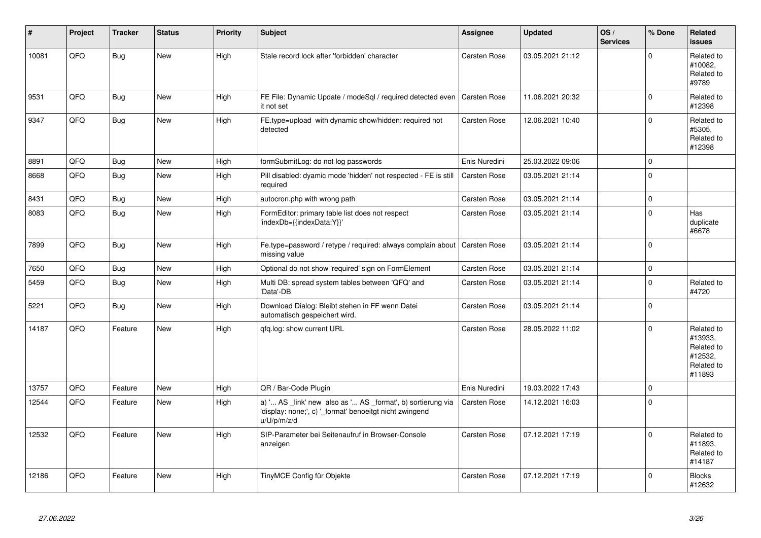| # | Project | Tracker | Status | Priority | Subject | Assignee | Updated | OS / Services | % Done | Related issues |
|---|---|---|---|---|---|---|---|---|---|---|
| 10081 | QFQ | Bug | New | High | Stale record lock after 'forbidden' character | Carsten Rose | 03.05.2021 21:12 | | 0 | Related to #10082, Related to #9789 |
| 9531 | QFQ | Bug | New | High | FE File: Dynamic Update / modeSql / required detected even it not set | Carsten Rose | 11.06.2021 20:32 | | 0 | Related to #12398 |
| 9347 | QFQ | Bug | New | High | FE.type=upload with dynamic show/hidden: required not detected | Carsten Rose | 12.06.2021 10:40 | | 0 | Related to #5305, Related to #12398 |
| 8891 | QFQ | Bug | New | High | formSubmitLog: do not log passwords | Enis Nuredini | 25.03.2022 09:06 | | 0 | |
| 8668 | QFQ | Bug | New | High | Pill disabled: dyamic mode 'hidden' not respected - FE is still required | Carsten Rose | 03.05.2021 21:14 | | 0 | |
| 8431 | QFQ | Bug | New | High | autocron.php with wrong path | Carsten Rose | 03.05.2021 21:14 | | 0 | |
| 8083 | QFQ | Bug | New | High | FormEditor: primary table list does not respect 'indexDb={{indexData:Y}}' | Carsten Rose | 03.05.2021 21:14 | | 0 | Has duplicate #6678 |
| 7899 | QFQ | Bug | New | High | Fe.type=password / retype / required: always complain about missing value | Carsten Rose | 03.05.2021 21:14 | | 0 | |
| 7650 | QFQ | Bug | New | High | Optional do not show 'required' sign on FormElement | Carsten Rose | 03.05.2021 21:14 | | 0 | |
| 5459 | QFQ | Bug | New | High | Multi DB: spread system tables between 'QFQ' and 'Data'-DB | Carsten Rose | 03.05.2021 21:14 | | 0 | Related to #4720 |
| 5221 | QFQ | Bug | New | High | Download Dialog: Bleibt stehen in FF wenn Datei automatisch gespeichert wird. | Carsten Rose | 03.05.2021 21:14 | | 0 | |
| 14187 | QFQ | Feature | New | High | qfq.log: show current URL | Carsten Rose | 28.05.2022 11:02 | | 0 | Related to #13933, Related to #12532, Related to #11893 |
| 13757 | QFQ | Feature | New | High | QR / Bar-Code Plugin | Enis Nuredini | 19.03.2022 17:43 | | 0 | |
| 12544 | QFQ | Feature | New | High | a) '... AS _link' new also as '... AS _format', b) sortierung via 'display: none;', c) '_format' benoeitgt nicht zwingend u/U/p/m/z/d | Carsten Rose | 14.12.2021 16:03 | | 0 | |
| 12532 | QFQ | Feature | New | High | SIP-Parameter bei Seitenaufruf in Browser-Console anzeigen | Carsten Rose | 07.12.2021 17:19 | | 0 | Related to #11893, Related to #14187 |
| 12186 | QFQ | Feature | New | High | TinyMCE Config für Objekte | Carsten Rose | 07.12.2021 17:19 | | 0 | Blocks #12632 |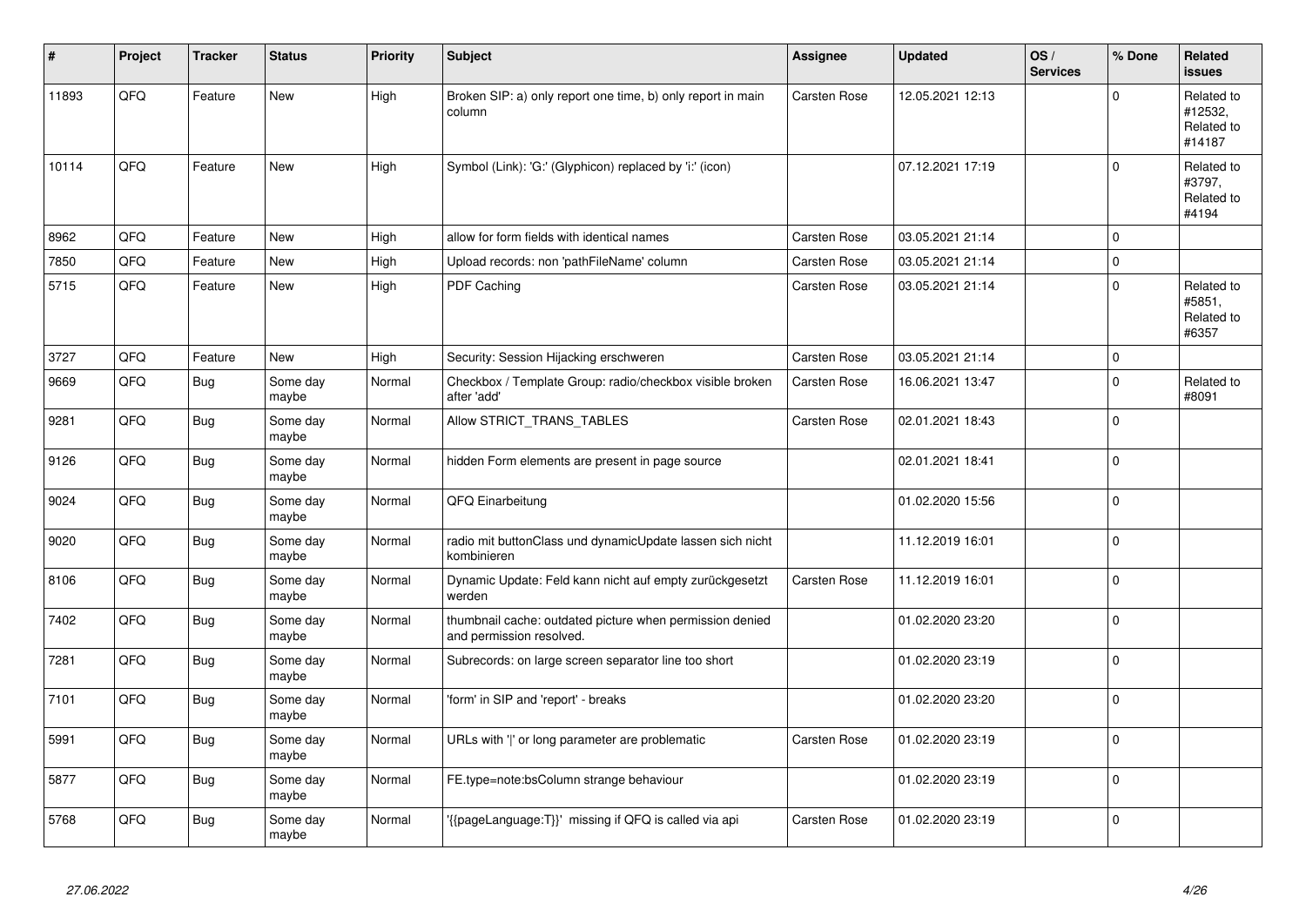| # | Project | Tracker | Status | Priority | Subject | Assignee | Updated | OS / Services | % Done | Related issues |
|---|---|---|---|---|---|---|---|---|---|---|
| 11893 | QFQ | Feature | New | High | Broken SIP: a) only report one time, b) only report in main column | Carsten Rose | 12.05.2021 12:13 | | 0 | Related to #12532, Related to #14187 |
| 10114 | QFQ | Feature | New | High | Symbol (Link): 'G:' (Glyphicon) replaced by 'i:' (icon) | | 07.12.2021 17:19 | | 0 | Related to #3797, Related to #4194 |
| 8962 | QFQ | Feature | New | High | allow for form fields with identical names | Carsten Rose | 03.05.2021 21:14 | | 0 | |
| 7850 | QFQ | Feature | New | High | Upload records: non 'pathFileName' column | Carsten Rose | 03.05.2021 21:14 | | 0 | |
| 5715 | QFQ | Feature | New | High | PDF Caching | Carsten Rose | 03.05.2021 21:14 | | 0 | Related to #5851, Related to #6357 |
| 3727 | QFQ | Feature | New | High | Security: Session Hijacking erschweren | Carsten Rose | 03.05.2021 21:14 | | 0 | |
| 9669 | QFQ | Bug | Some day maybe | Normal | Checkbox / Template Group: radio/checkbox visible broken after 'add' | Carsten Rose | 16.06.2021 13:47 | | 0 | Related to #8091 |
| 9281 | QFQ | Bug | Some day maybe | Normal | Allow STRICT_TRANS_TABLES | Carsten Rose | 02.01.2021 18:43 | | 0 | |
| 9126 | QFQ | Bug | Some day maybe | Normal | hidden Form elements are present in page source | | 02.01.2021 18:41 | | 0 | |
| 9024 | QFQ | Bug | Some day maybe | Normal | QFQ Einarbeitung | | 01.02.2020 15:56 | | 0 | |
| 9020 | QFQ | Bug | Some day maybe | Normal | radio mit buttonClass und dynamicUpdate lassen sich nicht kombinieren | | 11.12.2019 16:01 | | 0 | |
| 8106 | QFQ | Bug | Some day maybe | Normal | Dynamic Update: Feld kann nicht auf empty zurückgesetzt werden | Carsten Rose | 11.12.2019 16:01 | | 0 | |
| 7402 | QFQ | Bug | Some day maybe | Normal | thumbnail cache: outdated picture when permission denied and permission resolved. | | 01.02.2020 23:20 | | 0 | |
| 7281 | QFQ | Bug | Some day maybe | Normal | Subrecords: on large screen separator line too short | | 01.02.2020 23:19 | | 0 | |
| 7101 | QFQ | Bug | Some day maybe | Normal | 'form' in SIP and 'report' - breaks | | 01.02.2020 23:20 | | 0 | |
| 5991 | QFQ | Bug | Some day maybe | Normal | URLs with '\|' or long parameter are problematic | Carsten Rose | 01.02.2020 23:19 | | 0 | |
| 5877 | QFQ | Bug | Some day maybe | Normal | FE.type=note:bsColumn strange behaviour | | 01.02.2020 23:19 | | 0 | |
| 5768 | QFQ | Bug | Some day maybe | Normal | '{{pageLanguage:T}}' missing if QFQ is called via api | Carsten Rose | 01.02.2020 23:19 | | 0 | |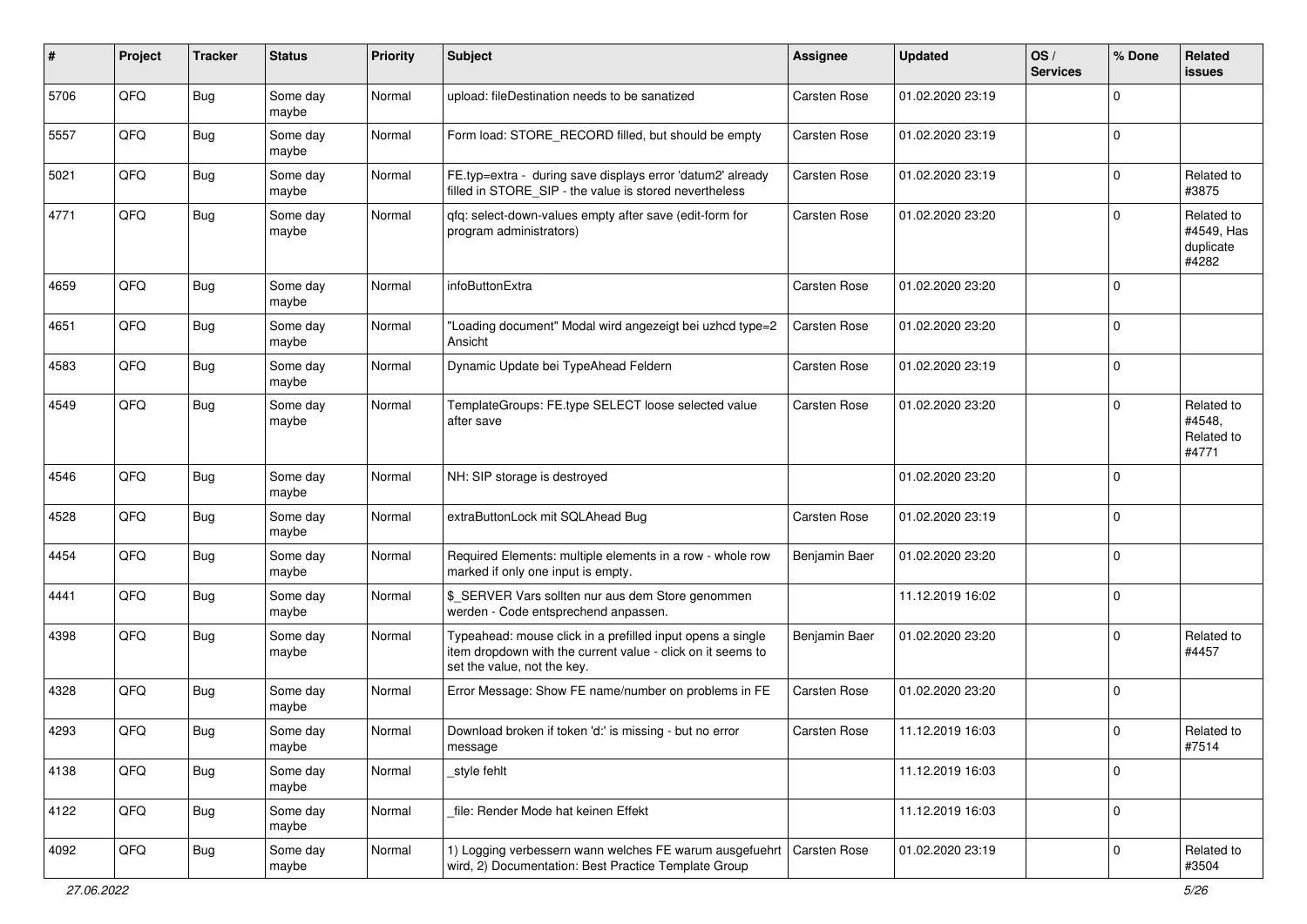| # | Project | Tracker | Status | Priority | Subject | Assignee | Updated | OS / Services | % Done | Related issues |
|---|---|---|---|---|---|---|---|---|---|---|
| 5706 | QFQ | Bug | Some day maybe | Normal | upload: fileDestination needs to be sanatized | Carsten Rose | 01.02.2020 23:19 | | 0 | |
| 5557 | QFQ | Bug | Some day maybe | Normal | Form load: STORE_RECORD filled, but should be empty | Carsten Rose | 01.02.2020 23:19 | | 0 | |
| 5021 | QFQ | Bug | Some day maybe | Normal | FE.typ=extra - during save displays error 'datum2' already filled in STORE_SIP - the value is stored nevertheless | Carsten Rose | 01.02.2020 23:19 | | 0 | Related to #3875 |
| 4771 | QFQ | Bug | Some day maybe | Normal | qfq: select-down-values empty after save (edit-form for program administrators) | Carsten Rose | 01.02.2020 23:20 | | 0 | Related to #4549, Has duplicate #4282 |
| 4659 | QFQ | Bug | Some day maybe | Normal | infoButtonExtra | Carsten Rose | 01.02.2020 23:20 | | 0 | |
| 4651 | QFQ | Bug | Some day maybe | Normal | "Loading document" Modal wird angezeigt bei uzhcd type=2 Ansicht | Carsten Rose | 01.02.2020 23:20 | | 0 | |
| 4583 | QFQ | Bug | Some day maybe | Normal | Dynamic Update bei TypeAhead Feldern | Carsten Rose | 01.02.2020 23:19 | | 0 | |
| 4549 | QFQ | Bug | Some day maybe | Normal | TemplateGroups: FE.type SELECT loose selected value after save | Carsten Rose | 01.02.2020 23:20 | | 0 | Related to #4548, Related to #4771 |
| 4546 | QFQ | Bug | Some day maybe | Normal | NH: SIP storage is destroyed | | 01.02.2020 23:20 | | 0 | |
| 4528 | QFQ | Bug | Some day maybe | Normal | extraButtonLock mit SQLAhead Bug | Carsten Rose | 01.02.2020 23:19 | | 0 | |
| 4454 | QFQ | Bug | Some day maybe | Normal | Required Elements: multiple elements in a row - whole row marked if only one input is empty. | Benjamin Baer | 01.02.2020 23:20 | | 0 | |
| 4441 | QFQ | Bug | Some day maybe | Normal | $_SERVER Vars sollten nur aus dem Store genommen werden - Code entsprechend anpassen. | | 11.12.2019 16:02 | | 0 | |
| 4398 | QFQ | Bug | Some day maybe | Normal | Typeahead: mouse click in a prefilled input opens a single item dropdown with the current value - click on it seems to set the value, not the key. | Benjamin Baer | 01.02.2020 23:20 | | 0 | Related to #4457 |
| 4328 | QFQ | Bug | Some day maybe | Normal | Error Message: Show FE name/number on problems in FE | Carsten Rose | 01.02.2020 23:20 | | 0 | |
| 4293 | QFQ | Bug | Some day maybe | Normal | Download broken if token 'd:' is missing - but no error message | Carsten Rose | 11.12.2019 16:03 | | 0 | Related to #7514 |
| 4138 | QFQ | Bug | Some day maybe | Normal | _style fehlt | | 11.12.2019 16:03 | | 0 | |
| 4122 | QFQ | Bug | Some day maybe | Normal | _file: Render Mode hat keinen Effekt | | 11.12.2019 16:03 | | 0 | |
| 4092 | QFQ | Bug | Some day maybe | Normal | 1) Logging verbessern wann welches FE warum ausgefuehrt wird, 2) Documentation: Best Practice Template Group | Carsten Rose | 01.02.2020 23:19 | | 0 | Related to #3504 |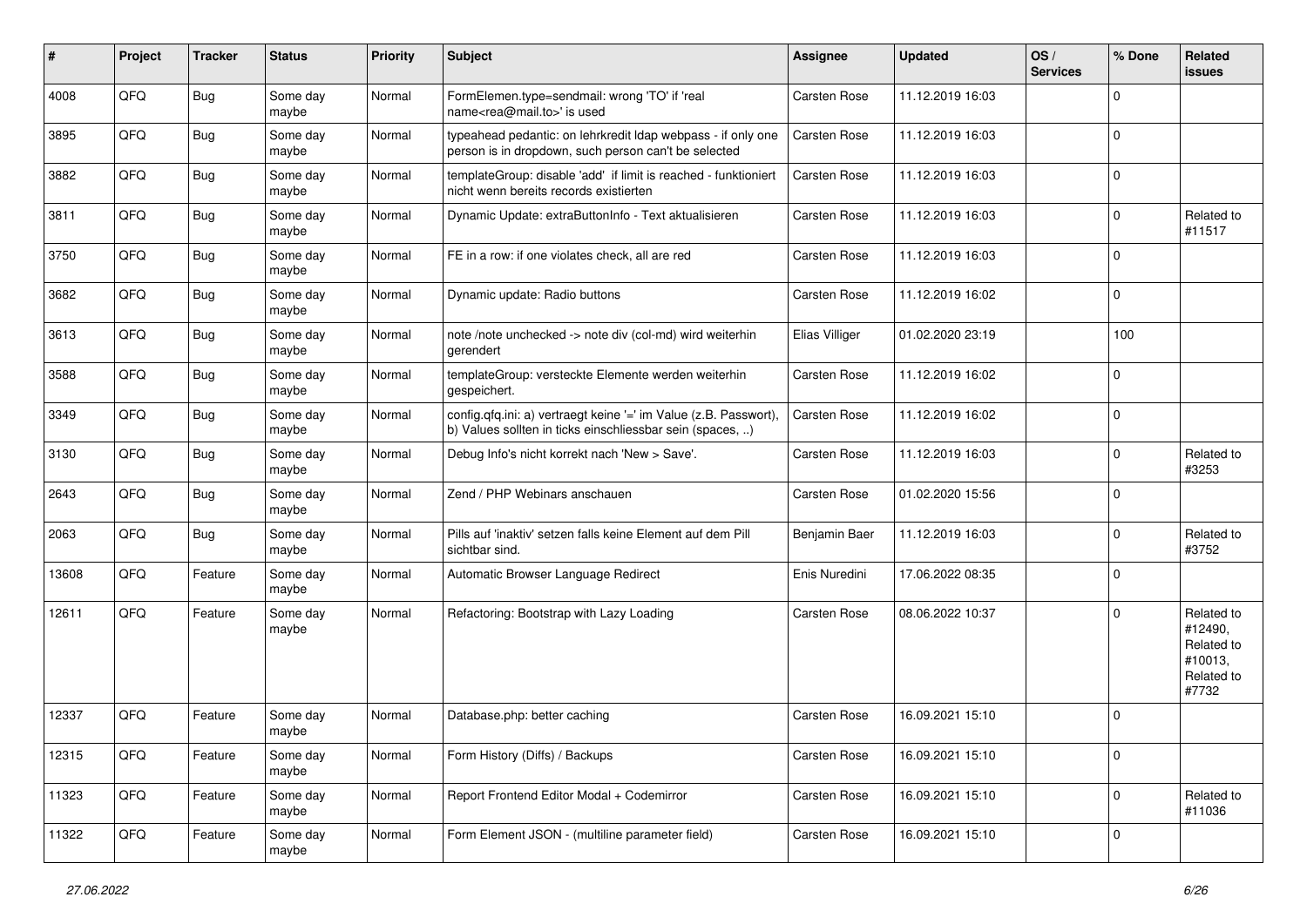| # | Project | Tracker | Status | Priority | Subject | Assignee | Updated | OS / Services | % Done | Related issues |
|---|---|---|---|---|---|---|---|---|---|---|
| 4008 | QFQ | Bug | Some day maybe | Normal | FormElemen.type=sendmail: wrong 'TO' if 'real name<rea@mail.to>' is used | Carsten Rose | 11.12.2019 16:03 | | 0 | |
| 3895 | QFQ | Bug | Some day maybe | Normal | typeahead pedantic: on lehrkredit ldap webpass - if only one person is in dropdown, such person can't be selected | Carsten Rose | 11.12.2019 16:03 | | 0 | |
| 3882 | QFQ | Bug | Some day maybe | Normal | templateGroup: disable 'add' if limit is reached - funktioniert nicht wenn bereits records existierten | Carsten Rose | 11.12.2019 16:03 | | 0 | |
| 3811 | QFQ | Bug | Some day maybe | Normal | Dynamic Update: extraButtonInfo - Text aktualisieren | Carsten Rose | 11.12.2019 16:03 | | 0 | Related to #11517 |
| 3750 | QFQ | Bug | Some day maybe | Normal | FE in a row: if one violates check, all are red | Carsten Rose | 11.12.2019 16:03 | | 0 | |
| 3682 | QFQ | Bug | Some day maybe | Normal | Dynamic update: Radio buttons | Carsten Rose | 11.12.2019 16:02 | | 0 | |
| 3613 | QFQ | Bug | Some day maybe | Normal | note /note unchecked -> note div (col-md) wird weiterhin gerendert | Elias Villiger | 01.02.2020 23:19 | | 100 | |
| 3588 | QFQ | Bug | Some day maybe | Normal | templateGroup: versteckte Elemente werden weiterhin gespeichert. | Carsten Rose | 11.12.2019 16:02 | | 0 | |
| 3349 | QFQ | Bug | Some day maybe | Normal | config.qfq.ini: a) vertraegt keine '=' im Value (z.B. Passwort), b) Values sollten in ticks einschliessbar sein (spaces, ..) | Carsten Rose | 11.12.2019 16:02 | | 0 | |
| 3130 | QFQ | Bug | Some day maybe | Normal | Debug Info's nicht korrekt nach 'New > Save'. | Carsten Rose | 11.12.2019 16:03 | | 0 | Related to #3253 |
| 2643 | QFQ | Bug | Some day maybe | Normal | Zend / PHP Webinars anschauen | Carsten Rose | 01.02.2020 15:56 | | 0 | |
| 2063 | QFQ | Bug | Some day maybe | Normal | Pills auf 'inaktiv' setzen falls keine Element auf dem Pill sichtbar sind. | Benjamin Baer | 11.12.2019 16:03 | | 0 | Related to #3752 |
| 13608 | QFQ | Feature | Some day maybe | Normal | Automatic Browser Language Redirect | Enis Nuredini | 17.06.2022 08:35 | | 0 | |
| 12611 | QFQ | Feature | Some day maybe | Normal | Refactoring: Bootstrap with Lazy Loading | Carsten Rose | 08.06.2022 10:37 | | 0 | Related to #12490, Related to #10013, Related to #7732 |
| 12337 | QFQ | Feature | Some day maybe | Normal | Database.php: better caching | Carsten Rose | 16.09.2021 15:10 | | 0 | |
| 12315 | QFQ | Feature | Some day maybe | Normal | Form History (Diffs) / Backups | Carsten Rose | 16.09.2021 15:10 | | 0 | |
| 11323 | QFQ | Feature | Some day maybe | Normal | Report Frontend Editor Modal + Codemirror | Carsten Rose | 16.09.2021 15:10 | | 0 | Related to #11036 |
| 11322 | QFQ | Feature | Some day maybe | Normal | Form Element JSON - (multiline parameter field) | Carsten Rose | 16.09.2021 15:10 | | 0 | |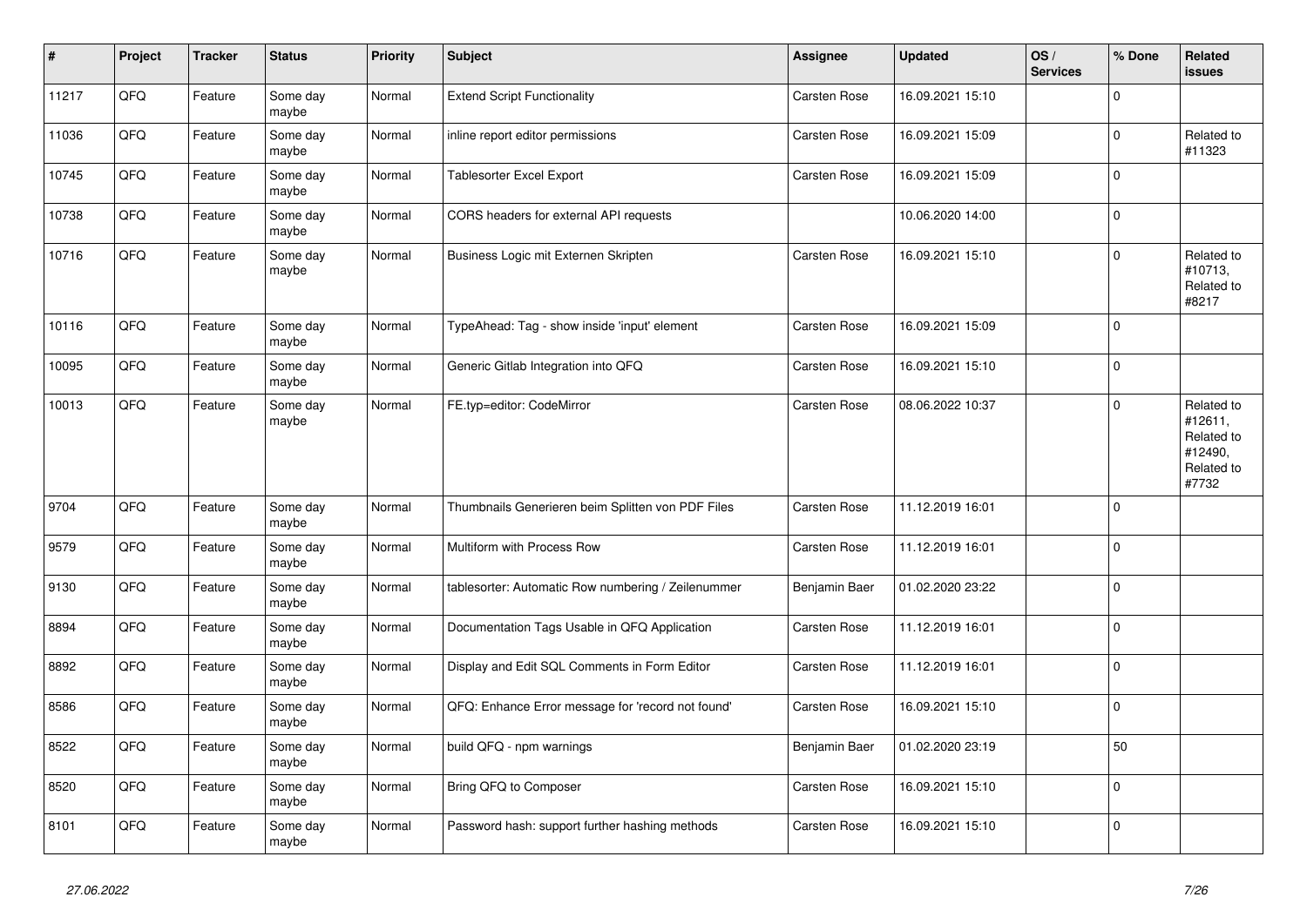| # | Project | Tracker | Status | Priority | Subject | Assignee | Updated | OS / Services | % Done | Related issues |
|---|---|---|---|---|---|---|---|---|---|---|
| 11217 | QFQ | Feature | Some day maybe | Normal | Extend Script Functionality | Carsten Rose | 16.09.2021 15:10 | | 0 | |
| 11036 | QFQ | Feature | Some day maybe | Normal | inline report editor permissions | Carsten Rose | 16.09.2021 15:09 | | 0 | Related to #11323 |
| 10745 | QFQ | Feature | Some day maybe | Normal | Tablesorter Excel Export | Carsten Rose | 16.09.2021 15:09 | | 0 | |
| 10738 | QFQ | Feature | Some day maybe | Normal | CORS headers for external API requests | | 10.06.2020 14:00 | | 0 | |
| 10716 | QFQ | Feature | Some day maybe | Normal | Business Logic mit Externen Skripten | Carsten Rose | 16.09.2021 15:10 | | 0 | Related to #10713, Related to #8217 |
| 10116 | QFQ | Feature | Some day maybe | Normal | TypeAhead: Tag - show inside 'input' element | Carsten Rose | 16.09.2021 15:09 | | 0 | |
| 10095 | QFQ | Feature | Some day maybe | Normal | Generic Gitlab Integration into QFQ | Carsten Rose | 16.09.2021 15:10 | | 0 | |
| 10013 | QFQ | Feature | Some day maybe | Normal | FE.typ=editor: CodeMirror | Carsten Rose | 08.06.2022 10:37 | | 0 | Related to #12611, Related to #12490, Related to #7732 |
| 9704 | QFQ | Feature | Some day maybe | Normal | Thumbnails Generieren beim Splitten von PDF Files | Carsten Rose | 11.12.2019 16:01 | | 0 | |
| 9579 | QFQ | Feature | Some day maybe | Normal | Multiform with Process Row | Carsten Rose | 11.12.2019 16:01 | | 0 | |
| 9130 | QFQ | Feature | Some day maybe | Normal | tablesorter: Automatic Row numbering / Zeilenummer | Benjamin Baer | 01.02.2020 23:22 | | 0 | |
| 8894 | QFQ | Feature | Some day maybe | Normal | Documentation Tags Usable in QFQ Application | Carsten Rose | 11.12.2019 16:01 | | 0 | |
| 8892 | QFQ | Feature | Some day maybe | Normal | Display and Edit SQL Comments in Form Editor | Carsten Rose | 11.12.2019 16:01 | | 0 | |
| 8586 | QFQ | Feature | Some day maybe | Normal | QFQ: Enhance Error message for 'record not found' | Carsten Rose | 16.09.2021 15:10 | | 0 | |
| 8522 | QFQ | Feature | Some day maybe | Normal | build QFQ - npm warnings | Benjamin Baer | 01.02.2020 23:19 | | 50 | |
| 8520 | QFQ | Feature | Some day maybe | Normal | Bring QFQ to Composer | Carsten Rose | 16.09.2021 15:10 | | 0 | |
| 8101 | QFQ | Feature | Some day maybe | Normal | Password hash: support further hashing methods | Carsten Rose | 16.09.2021 15:10 | | 0 | |

*27.06.2022*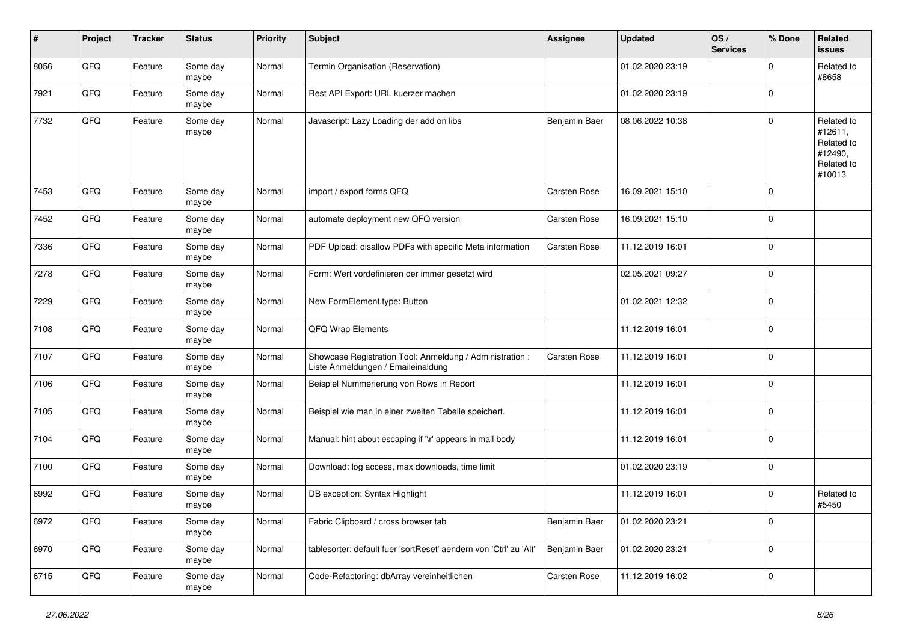| # | Project | Tracker | Status | Priority | Subject | Assignee | Updated | OS / Services | % Done | Related issues |
|---|---|---|---|---|---|---|---|---|---|---|
| 8056 | QFQ | Feature | Some day maybe | Normal | Termin Organisation (Reservation) | | 01.02.2020 23:19 | | 0 | Related to #8658 |
| 7921 | QFQ | Feature | Some day maybe | Normal | Rest API Export: URL kuerzer machen | | 01.02.2020 23:19 | | 0 | |
| 7732 | QFQ | Feature | Some day maybe | Normal | Javascript: Lazy Loading der add on libs | Benjamin Baer | 08.06.2022 10:38 | | 0 | Related to #12611, Related to #12490, Related to #10013 |
| 7453 | QFQ | Feature | Some day maybe | Normal | import / export forms QFQ | Carsten Rose | 16.09.2021 15:10 | | 0 | |
| 7452 | QFQ | Feature | Some day maybe | Normal | automate deployment new QFQ version | Carsten Rose | 16.09.2021 15:10 | | 0 | |
| 7336 | QFQ | Feature | Some day maybe | Normal | PDF Upload: disallow PDFs with specific Meta information | Carsten Rose | 11.12.2019 16:01 | | 0 | |
| 7278 | QFQ | Feature | Some day maybe | Normal | Form: Wert vordefinieren der immer gesetzt wird | | 02.05.2021 09:27 | | 0 | |
| 7229 | QFQ | Feature | Some day maybe | Normal | New FormElement.type: Button | | 01.02.2021 12:32 | | 0 | |
| 7108 | QFQ | Feature | Some day maybe | Normal | QFQ Wrap Elements | | 11.12.2019 16:01 | | 0 | |
| 7107 | QFQ | Feature | Some day maybe | Normal | Showcase Registration Tool: Anmeldung / Administration : Liste Anmeldungen / Emaileinaldung | Carsten Rose | 11.12.2019 16:01 | | 0 | |
| 7106 | QFQ | Feature | Some day maybe | Normal | Beispiel Nummerierung von Rows in Report | | 11.12.2019 16:01 | | 0 | |
| 7105 | QFQ | Feature | Some day maybe | Normal | Beispiel wie man in einer zweiten Tabelle speichert. | | 11.12.2019 16:01 | | 0 | |
| 7104 | QFQ | Feature | Some day maybe | Normal | Manual: hint about escaping if '\r' appears in mail body | | 11.12.2019 16:01 | | 0 | |
| 7100 | QFQ | Feature | Some day maybe | Normal | Download: log access, max downloads, time limit | | 01.02.2020 23:19 | | 0 | |
| 6992 | QFQ | Feature | Some day maybe | Normal | DB exception: Syntax Highlight | | 11.12.2019 16:01 | | 0 | Related to #5450 |
| 6972 | QFQ | Feature | Some day maybe | Normal | Fabric Clipboard / cross browser tab | Benjamin Baer | 01.02.2020 23:21 | | 0 | |
| 6970 | QFQ | Feature | Some day maybe | Normal | tablesorter: default fuer 'sortReset' aendern von 'Ctrl' zu 'Alt' | Benjamin Baer | 01.02.2020 23:21 | | 0 | |
| 6715 | QFQ | Feature | Some day maybe | Normal | Code-Refactoring: dbArray vereinheitlichen | Carsten Rose | 11.12.2019 16:02 | | 0 | |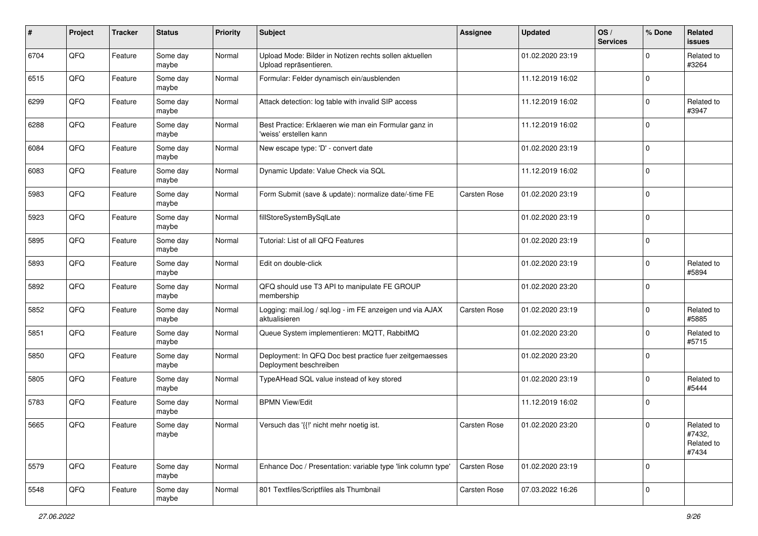| # | Project | Tracker | Status | Priority | Subject | Assignee | Updated | OS / Services | % Done | Related issues |
|---|---|---|---|---|---|---|---|---|---|---|
| 6704 | QFQ | Feature | Some day maybe | Normal | Upload Mode: Bilder in Notizen rechts sollen aktuellen Upload repräsentieren. | | 01.02.2020 23:19 | | 0 | Related to #3264 |
| 6515 | QFQ | Feature | Some day maybe | Normal | Formular: Felder dynamisch ein/ausblenden | | 11.12.2019 16:02 | | 0 | |
| 6299 | QFQ | Feature | Some day maybe | Normal | Attack detection: log table with invalid SIP access | | 11.12.2019 16:02 | | 0 | Related to #3947 |
| 6288 | QFQ | Feature | Some day maybe | Normal | Best Practice: Erklaeren wie man ein Formular ganz in 'weiss' erstellen kann | | 11.12.2019 16:02 | | 0 | |
| 6084 | QFQ | Feature | Some day maybe | Normal | New escape type: 'D' - convert date | | 01.02.2020 23:19 | | 0 | |
| 6083 | QFQ | Feature | Some day maybe | Normal | Dynamic Update: Value Check via SQL | | 11.12.2019 16:02 | | 0 | |
| 5983 | QFQ | Feature | Some day maybe | Normal | Form Submit (save & update): normalize date/-time FE | Carsten Rose | 01.02.2020 23:19 | | 0 | |
| 5923 | QFQ | Feature | Some day maybe | Normal | fillStoreSystemBySqlLate | | 01.02.2020 23:19 | | 0 | |
| 5895 | QFQ | Feature | Some day maybe | Normal | Tutorial: List of all QFQ Features | | 01.02.2020 23:19 | | 0 | |
| 5893 | QFQ | Feature | Some day maybe | Normal | Edit on double-click | | 01.02.2020 23:19 | | 0 | Related to #5894 |
| 5892 | QFQ | Feature | Some day maybe | Normal | QFQ should use T3 API to manipulate FE GROUP membership | | 01.02.2020 23:20 | | 0 | |
| 5852 | QFQ | Feature | Some day maybe | Normal | Logging: mail.log / sql.log - im FE anzeigen und via AJAX aktualisieren | Carsten Rose | 01.02.2020 23:19 | | 0 | Related to #5885 |
| 5851 | QFQ | Feature | Some day maybe | Normal | Queue System implementieren: MQTT, RabbitMQ | | 01.02.2020 23:20 | | 0 | Related to #5715 |
| 5850 | QFQ | Feature | Some day maybe | Normal | Deployment: In QFQ Doc best practice fuer zeitgemaesses Deployment beschreiben | | 01.02.2020 23:20 | | 0 | |
| 5805 | QFQ | Feature | Some day maybe | Normal | TypeAHead SQL value instead of key stored | | 01.02.2020 23:19 | | 0 | Related to #5444 |
| 5783 | QFQ | Feature | Some day maybe | Normal | BPMN View/Edit | | 11.12.2019 16:02 | | 0 | |
| 5665 | QFQ | Feature | Some day maybe | Normal | Versuch das '{{!' nicht mehr noetig ist. | Carsten Rose | 01.02.2020 23:20 | | 0 | Related to #7432, Related to #7434 |
| 5579 | QFQ | Feature | Some day maybe | Normal | Enhance Doc / Presentation: variable type 'link column type' | Carsten Rose | 01.02.2020 23:19 | | 0 | |
| 5548 | QFQ | Feature | Some day maybe | Normal | 801 Textfiles/Scriptfiles als Thumbnail | Carsten Rose | 07.03.2022 16:26 | | 0 | |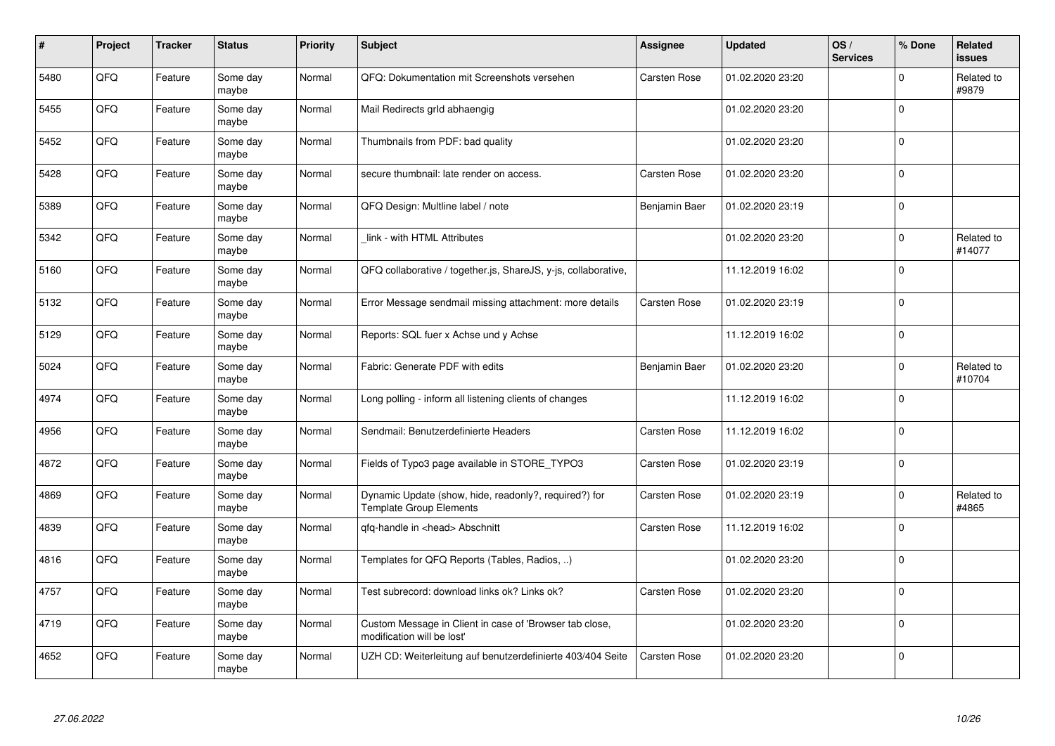| # | Project | Tracker | Status | Priority | Subject | Assignee | Updated | OS / Services | % Done | Related issues |
|---|---|---|---|---|---|---|---|---|---|---|
| 5480 | QFQ | Feature | Some day maybe | Normal | QFQ: Dokumentation mit Screenshots versehen | Carsten Rose | 01.02.2020 23:20 | | 0 | Related to #9879 |
| 5455 | QFQ | Feature | Some day maybe | Normal | Mail Redirects grId abhaengig | | 01.02.2020 23:20 | | 0 | |
| 5452 | QFQ | Feature | Some day maybe | Normal | Thumbnails from PDF: bad quality | | 01.02.2020 23:20 | | 0 | |
| 5428 | QFQ | Feature | Some day maybe | Normal | secure thumbnail: late render on access. | Carsten Rose | 01.02.2020 23:20 | | 0 | |
| 5389 | QFQ | Feature | Some day maybe | Normal | QFQ Design: Multline label / note | Benjamin Baer | 01.02.2020 23:19 | | 0 | |
| 5342 | QFQ | Feature | Some day maybe | Normal | _link - with HTML Attributes | | 01.02.2020 23:20 | | 0 | Related to #14077 |
| 5160 | QFQ | Feature | Some day maybe | Normal | QFQ collaborative / together.js, ShareJS, y-js, collaborative, | | 11.12.2019 16:02 | | 0 | |
| 5132 | QFQ | Feature | Some day maybe | Normal | Error Message sendmail missing attachment: more details | Carsten Rose | 01.02.2020 23:19 | | 0 | |
| 5129 | QFQ | Feature | Some day maybe | Normal | Reports: SQL fuer x Achse und y Achse | | 11.12.2019 16:02 | | 0 | |
| 5024 | QFQ | Feature | Some day maybe | Normal | Fabric: Generate PDF with edits | Benjamin Baer | 01.02.2020 23:20 | | 0 | Related to #10704 |
| 4974 | QFQ | Feature | Some day maybe | Normal | Long polling - inform all listening clients of changes | | 11.12.2019 16:02 | | 0 | |
| 4956 | QFQ | Feature | Some day maybe | Normal | Sendmail: Benutzerdefinierte Headers | Carsten Rose | 11.12.2019 16:02 | | 0 | |
| 4872 | QFQ | Feature | Some day maybe | Normal | Fields of Typo3 page available in STORE_TYPO3 | Carsten Rose | 01.02.2020 23:19 | | 0 | |
| 4869 | QFQ | Feature | Some day maybe | Normal | Dynamic Update (show, hide, readonly?, required?) for Template Group Elements | Carsten Rose | 01.02.2020 23:19 | | 0 | Related to #4865 |
| 4839 | QFQ | Feature | Some day maybe | Normal | qfq-handle in <head> Abschnitt | Carsten Rose | 11.12.2019 16:02 | | 0 | |
| 4816 | QFQ | Feature | Some day maybe | Normal | Templates for QFQ Reports (Tables, Radios, ..) | | 01.02.2020 23:20 | | 0 | |
| 4757 | QFQ | Feature | Some day maybe | Normal | Test subrecord: download links ok? Links ok? | Carsten Rose | 01.02.2020 23:20 | | 0 | |
| 4719 | QFQ | Feature | Some day maybe | Normal | Custom Message in Client in case of 'Browser tab close, modification will be lost' | | 01.02.2020 23:20 | | 0 | |
| 4652 | QFQ | Feature | Some day maybe | Normal | UZH CD: Weiterleitung auf benutzerdefinierte 403/404 Seite | Carsten Rose | 01.02.2020 23:20 | | 0 | |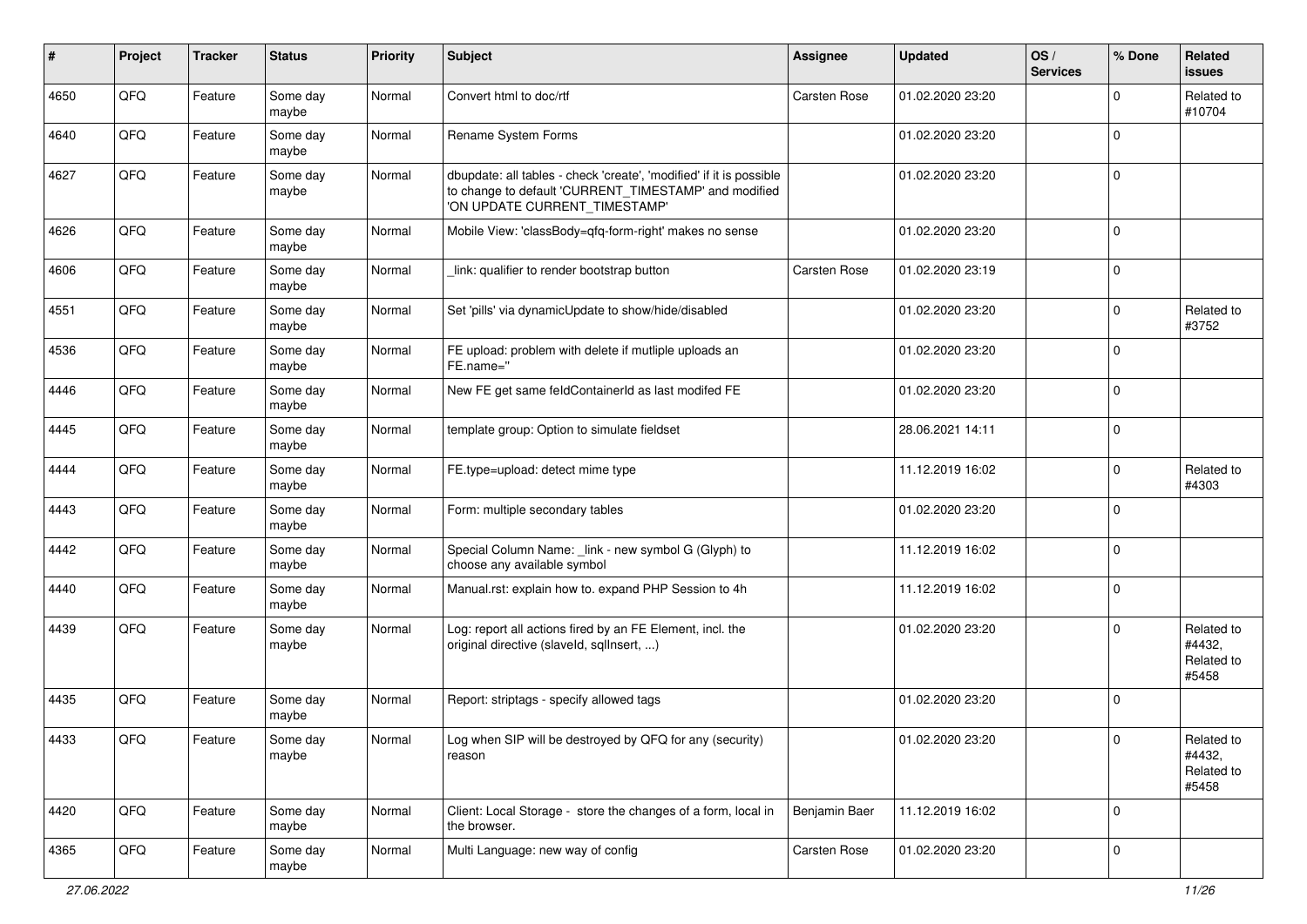| # | Project | Tracker | Status | Priority | Subject | Assignee | Updated | OS / Services | % Done | Related issues |
|---|---|---|---|---|---|---|---|---|---|---|
| 4650 | QFQ | Feature | Some day maybe | Normal | Convert html to doc/rtf | Carsten Rose | 01.02.2020 23:20 | | 0 | Related to #10704 |
| 4640 | QFQ | Feature | Some day maybe | Normal | Rename System Forms | | 01.02.2020 23:20 | | 0 | |
| 4627 | QFQ | Feature | Some day maybe | Normal | dbupdate: all tables - check 'create', 'modified' if it is possible to change to default 'CURRENT_TIMESTAMP' and modified 'ON UPDATE CURRENT_TIMESTAMP' | | 01.02.2020 23:20 | | 0 | |
| 4626 | QFQ | Feature | Some day maybe | Normal | Mobile View: 'classBody=qfq-form-right' makes no sense | | 01.02.2020 23:20 | | 0 | |
| 4606 | QFQ | Feature | Some day maybe | Normal | _link: qualifier to render bootstrap button | Carsten Rose | 01.02.2020 23:19 | | 0 | |
| 4551 | QFQ | Feature | Some day maybe | Normal | Set 'pills' via dynamicUpdate to show/hide/disabled | | 01.02.2020 23:20 | | 0 | Related to #3752 |
| 4536 | QFQ | Feature | Some day maybe | Normal | FE upload: problem with delete if mutliple uploads an FE.name='' | | 01.02.2020 23:20 | | 0 | |
| 4446 | QFQ | Feature | Some day maybe | Normal | New FE get same feldContainerId as last modifed FE | | 01.02.2020 23:20 | | 0 | |
| 4445 | QFQ | Feature | Some day maybe | Normal | template group: Option to simulate fieldset | | 28.06.2021 14:11 | | 0 | |
| 4444 | QFQ | Feature | Some day maybe | Normal | FE.type=upload: detect mime type | | 11.12.2019 16:02 | | 0 | Related to #4303 |
| 4443 | QFQ | Feature | Some day maybe | Normal | Form: multiple secondary tables | | 01.02.2020 23:20 | | 0 | |
| 4442 | QFQ | Feature | Some day maybe | Normal | Special Column Name: _link - new symbol G (Glyph) to choose any available symbol | | 11.12.2019 16:02 | | 0 | |
| 4440 | QFQ | Feature | Some day maybe | Normal | Manual.rst: explain how to. expand PHP Session to 4h | | 11.12.2019 16:02 | | 0 | |
| 4439 | QFQ | Feature | Some day maybe | Normal | Log: report all actions fired by an FE Element, incl. the original directive (slaveId, sqlInsert, ...) | | 01.02.2020 23:20 | | 0 | Related to #4432, Related to #5458 |
| 4435 | QFQ | Feature | Some day maybe | Normal | Report: striptags - specify allowed tags | | 01.02.2020 23:20 | | 0 | |
| 4433 | QFQ | Feature | Some day maybe | Normal | Log when SIP will be destroyed by QFQ for any (security) reason | | 01.02.2020 23:20 | | 0 | Related to #4432, Related to #5458 |
| 4420 | QFQ | Feature | Some day maybe | Normal | Client: Local Storage - store the changes of a form, local in the browser. | Benjamin Baer | 11.12.2019 16:02 | | 0 | |
| 4365 | QFQ | Feature | Some day maybe | Normal | Multi Language: new way of config | Carsten Rose | 01.02.2020 23:20 | | 0 | |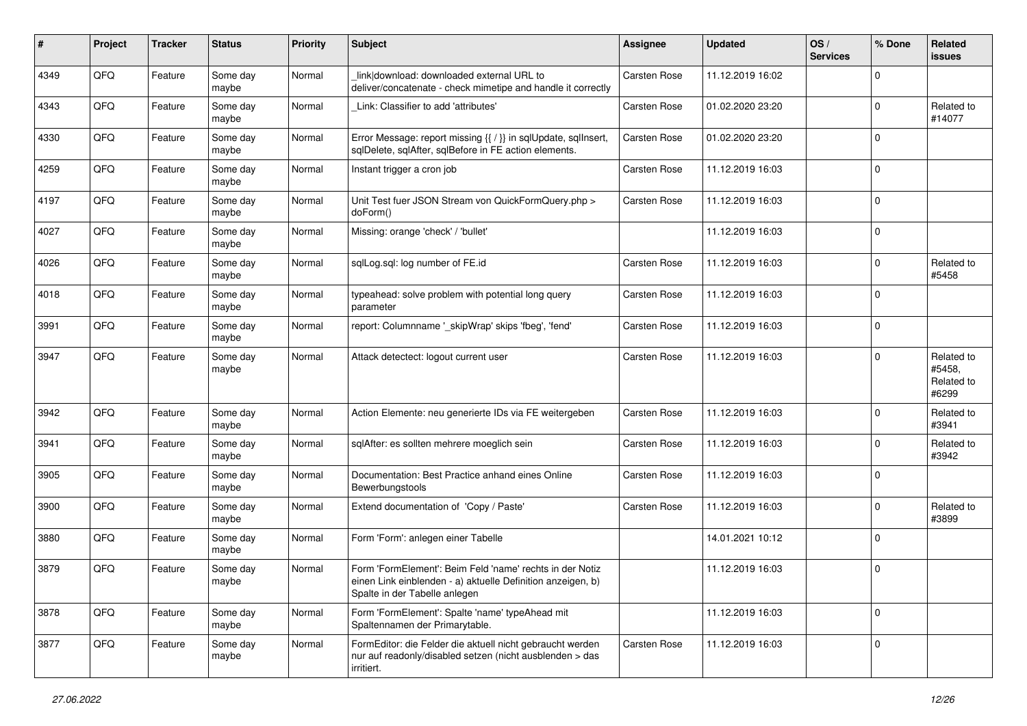| # | Project | Tracker | Status | Priority | Subject | Assignee | Updated | OS / Services | % Done | Related issues |
|---|---|---|---|---|---|---|---|---|---|---|
| 4349 | QFO | Feature | Some day maybe | Normal | _link\|download: downloaded external URL to deliver/concatenate - check mimetipe and handle it correctly | Carsten Rose | 11.12.2019 16:02 | | 0 | |
| 4343 | QFO | Feature | Some day maybe | Normal | _Link: Classifier to add 'attributes' | Carsten Rose | 01.02.2020 23:20 | | 0 | Related to #14077 |
| 4330 | QFO | Feature | Some day maybe | Normal | Error Message: report missing {{ / }} in sqlUpdate, sqlInsert, sqlDelete, sqlAfter, sqlBefore in FE action elements. | Carsten Rose | 01.02.2020 23:20 | | 0 | |
| 4259 | QFO | Feature | Some day maybe | Normal | Instant trigger a cron job | Carsten Rose | 11.12.2019 16:03 | | 0 | |
| 4197 | QFO | Feature | Some day maybe | Normal | Unit Test fuer JSON Stream von QuickFormQuery.php > doForm() | Carsten Rose | 11.12.2019 16:03 | | 0 | |
| 4027 | QFO | Feature | Some day maybe | Normal | Missing: orange 'check' / 'bullet' | | 11.12.2019 16:03 | | 0 | |
| 4026 | QFO | Feature | Some day maybe | Normal | sqlLog.sql: log number of FE.id | Carsten Rose | 11.12.2019 16:03 | | 0 | Related to #5458 |
| 4018 | QFO | Feature | Some day maybe | Normal | typeahead: solve problem with potential long query parameter | Carsten Rose | 11.12.2019 16:03 | | 0 | |
| 3991 | QFO | Feature | Some day maybe | Normal | report: Columnname '_skipWrap' skips 'fbeg', 'fend' | Carsten Rose | 11.12.2019 16:03 | | 0 | |
| 3947 | QFO | Feature | Some day maybe | Normal | Attack detectect: logout current user | Carsten Rose | 11.12.2019 16:03 | | 0 | Related to #5458, Related to #6299 |
| 3942 | QFO | Feature | Some day maybe | Normal | Action Elemente: neu generierte IDs via FE weitergeben | Carsten Rose | 11.12.2019 16:03 | | 0 | Related to #3941 |
| 3941 | QFO | Feature | Some day maybe | Normal | sqlAfter: es sollten mehrere moeglich sein | Carsten Rose | 11.12.2019 16:03 | | 0 | Related to #3942 |
| 3905 | QFO | Feature | Some day maybe | Normal | Documentation: Best Practice anhand eines Online Bewerbungstools | Carsten Rose | 11.12.2019 16:03 | | 0 | |
| 3900 | QFO | Feature | Some day maybe | Normal | Extend documentation of 'Copy / Paste' | Carsten Rose | 11.12.2019 16:03 | | 0 | Related to #3899 |
| 3880 | QFO | Feature | Some day maybe | Normal | Form 'Form': anlegen einer Tabelle | | 14.01.2021 10:12 | | 0 | |
| 3879 | QFO | Feature | Some day maybe | Normal | Form 'FormElement': Beim Feld 'name' rechts in der Notiz einen Link einblenden - a) aktuelle Definition anzeigen, b) Spalte in der Tabelle anlegen | | 11.12.2019 16:03 | | 0 | |
| 3878 | QFO | Feature | Some day maybe | Normal | Form 'FormElement': Spalte 'name' typeAhead mit Spaltennamen der Primarytable. | | 11.12.2019 16:03 | | 0 | |
| 3877 | QFO | Feature | Some day maybe | Normal | FormEditor: die Felder die aktuell nicht gebraucht werden nur auf readonly/disabled setzen (nicht ausblenden > das irritiert. | Carsten Rose | 11.12.2019 16:03 | | 0 | |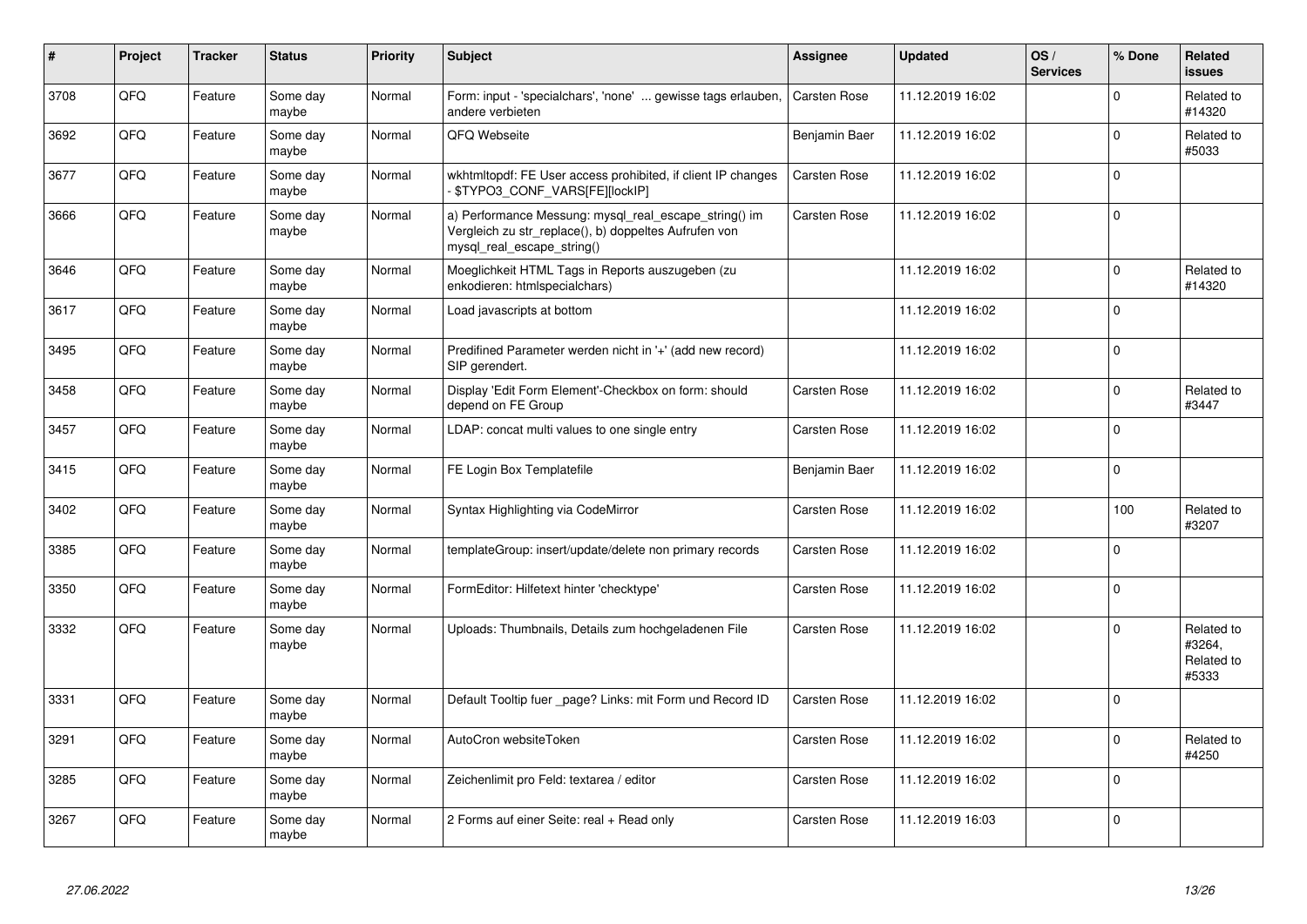| # | Project | Tracker | Status | Priority | Subject | Assignee | Updated | OS / Services | % Done | Related issues |
|---|---|---|---|---|---|---|---|---|---|---|
| 3708 | QFQ | Feature | Some day maybe | Normal | Form: input - 'specialchars', 'none' ... gewisse tags erlauben, andere verbieten | Carsten Rose | 11.12.2019 16:02 | | 0 | Related to #14320 |
| 3692 | QFQ | Feature | Some day maybe | Normal | QFQ Webseite | Benjamin Baer | 11.12.2019 16:02 | | 0 | Related to #5033 |
| 3677 | QFQ | Feature | Some day maybe | Normal | wkhtmltopdf: FE User access prohibited, if client IP changes - $TYPO3_CONF_VARS[FE][lockIP] | Carsten Rose | 11.12.2019 16:02 | | 0 | |
| 3666 | QFQ | Feature | Some day maybe | Normal | a) Performance Messung: mysql_real_escape_string() im Vergleich zu str_replace(), b) doppeltes Aufrufen von mysql_real_escape_string() | Carsten Rose | 11.12.2019 16:02 | | 0 | |
| 3646 | QFQ | Feature | Some day maybe | Normal | Moeglichkeit HTML Tags in Reports auszugeben (zu enkodieren: htmlspecialchars) | | 11.12.2019 16:02 | | 0 | Related to #14320 |
| 3617 | QFQ | Feature | Some day maybe | Normal | Load javascripts at bottom | | 11.12.2019 16:02 | | 0 | |
| 3495 | QFQ | Feature | Some day maybe | Normal | Predifined Parameter werden nicht in '+' (add new record) SIP gerendert. | | 11.12.2019 16:02 | | 0 | |
| 3458 | QFQ | Feature | Some day maybe | Normal | Display 'Edit Form Element'-Checkbox on form: should depend on FE Group | Carsten Rose | 11.12.2019 16:02 | | 0 | Related to #3447 |
| 3457 | QFQ | Feature | Some day maybe | Normal | LDAP: concat multi values to one single entry | Carsten Rose | 11.12.2019 16:02 | | 0 | |
| 3415 | QFQ | Feature | Some day maybe | Normal | FE Login Box Templatefile | Benjamin Baer | 11.12.2019 16:02 | | 0 | |
| 3402 | QFQ | Feature | Some day maybe | Normal | Syntax Highlighting via CodeMirror | Carsten Rose | 11.12.2019 16:02 | | 100 | Related to #3207 |
| 3385 | QFQ | Feature | Some day maybe | Normal | templateGroup: insert/update/delete non primary records | Carsten Rose | 11.12.2019 16:02 | | 0 | |
| 3350 | QFQ | Feature | Some day maybe | Normal | FormEditor: Hilfetext hinter 'checktype' | Carsten Rose | 11.12.2019 16:02 | | 0 | |
| 3332 | QFQ | Feature | Some day maybe | Normal | Uploads: Thumbnails, Details zum hochgeladenen File | Carsten Rose | 11.12.2019 16:02 | | 0 | Related to #3264, Related to #5333 |
| 3331 | QFQ | Feature | Some day maybe | Normal | Default Tooltip fuer _page? Links: mit Form und Record ID | Carsten Rose | 11.12.2019 16:02 | | 0 | |
| 3291 | QFQ | Feature | Some day maybe | Normal | AutoCron websiteToken | Carsten Rose | 11.12.2019 16:02 | | 0 | Related to #4250 |
| 3285 | QFQ | Feature | Some day maybe | Normal | Zeichenlimit pro Feld: textarea / editor | Carsten Rose | 11.12.2019 16:02 | | 0 | |
| 3267 | QFQ | Feature | Some day maybe | Normal | 2 Forms auf einer Seite: real + Read only | Carsten Rose | 11.12.2019 16:03 | | 0 | |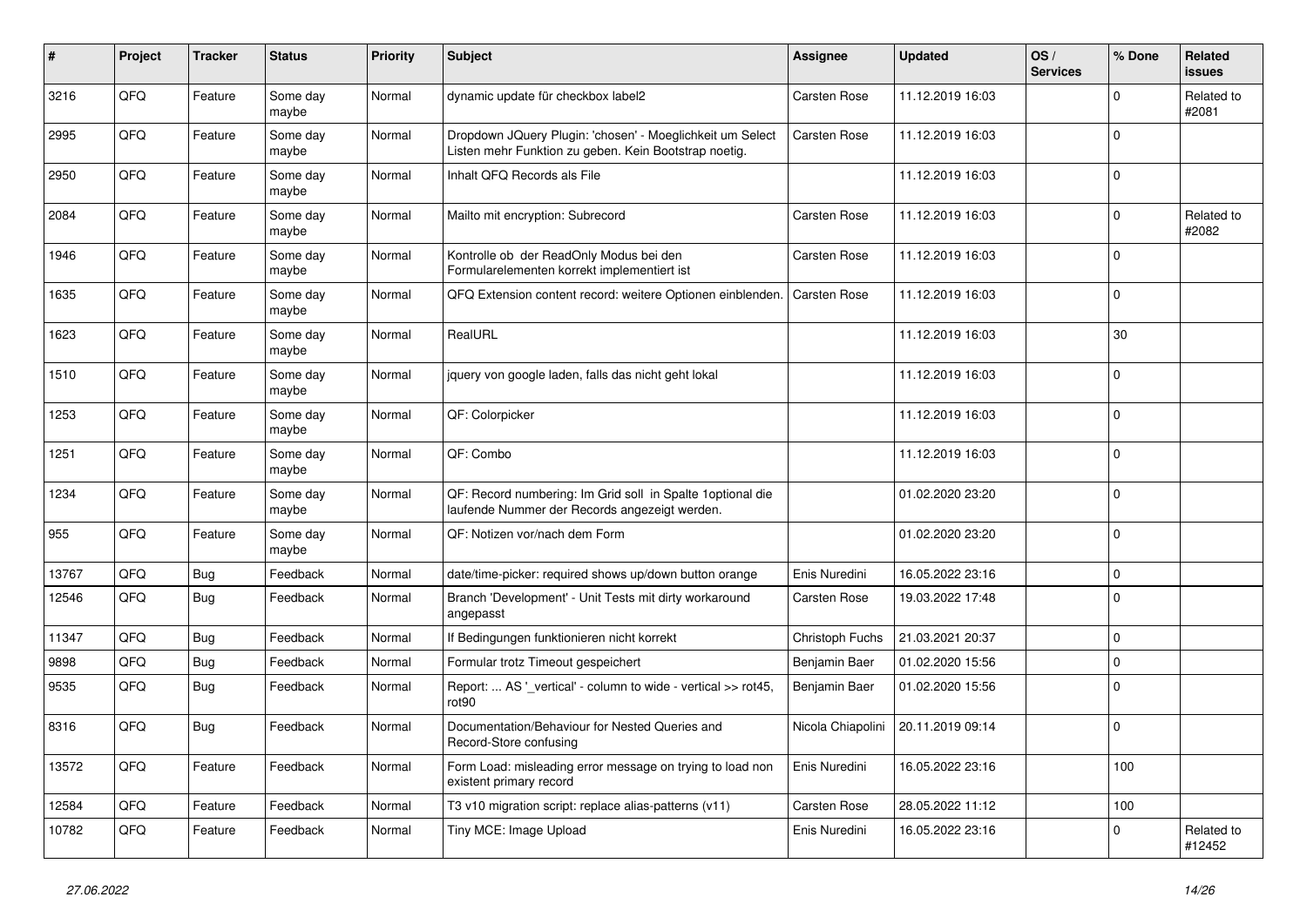| # | Project | Tracker | Status | Priority | Subject | Assignee | Updated | OS / Services | % Done | Related issues |
|---|---|---|---|---|---|---|---|---|---|---|
| 3216 | QFQ | Feature | Some day maybe | Normal | dynamic update für checkbox label2 | Carsten Rose | 11.12.2019 16:03 | | 0 | Related to #2081 |
| 2995 | QFQ | Feature | Some day maybe | Normal | Dropdown JQuery Plugin: 'chosen' - Moeglichkeit um Select Listen mehr Funktion zu geben. Kein Bootstrap noetig. | Carsten Rose | 11.12.2019 16:03 | | 0 | |
| 2950 | QFQ | Feature | Some day maybe | Normal | Inhalt QFQ Records als File | | 11.12.2019 16:03 | | 0 | |
| 2084 | QFQ | Feature | Some day maybe | Normal | Mailto mit encryption: Subrecord | Carsten Rose | 11.12.2019 16:03 | | 0 | Related to #2082 |
| 1946 | QFQ | Feature | Some day maybe | Normal | Kontrolle ob der ReadOnly Modus bei den Formularelementen korrekt implementiert ist | Carsten Rose | 11.12.2019 16:03 | | 0 | |
| 1635 | QFQ | Feature | Some day maybe | Normal | QFQ Extension content record: weitere Optionen einblenden. | Carsten Rose | 11.12.2019 16:03 | | 0 | |
| 1623 | QFQ | Feature | Some day maybe | Normal | RealURL | | 11.12.2019 16:03 | | 30 | |
| 1510 | QFQ | Feature | Some day maybe | Normal | jquery von google laden, falls das nicht geht lokal | | 11.12.2019 16:03 | | 0 | |
| 1253 | QFQ | Feature | Some day maybe | Normal | QF: Colorpicker | | 11.12.2019 16:03 | | 0 | |
| 1251 | QFQ | Feature | Some day maybe | Normal | QF: Combo | | 11.12.2019 16:03 | | 0 | |
| 1234 | QFQ | Feature | Some day maybe | Normal | QF: Record numbering: Im Grid soll in Spalte 1optional die laufende Nummer der Records angezeigt werden. | | 01.02.2020 23:20 | | 0 | |
| 955 | QFQ | Feature | Some day maybe | Normal | QF: Notizen vor/nach dem Form | | 01.02.2020 23:20 | | 0 | |
| 13767 | QFQ | Bug | Feedback | Normal | date/time-picker: required shows up/down button orange | Enis Nuredini | 16.05.2022 23:16 | | 0 | |
| 12546 | QFQ | Bug | Feedback | Normal | Branch 'Development' - Unit Tests mit dirty workaround angepasst | Carsten Rose | 19.03.2022 17:48 | | 0 | |
| 11347 | QFQ | Bug | Feedback | Normal | If Bedingungen funktionieren nicht korrekt | Christoph Fuchs | 21.03.2021 20:37 | | 0 | |
| 9898 | QFQ | Bug | Feedback | Normal | Formular trotz Timeout gespeichert | Benjamin Baer | 01.02.2020 15:56 | | 0 | |
| 9535 | QFQ | Bug | Feedback | Normal | Report: ... AS '_vertical' - column to wide - vertical >> rot45, rot90 | Benjamin Baer | 01.02.2020 15:56 | | 0 | |
| 8316 | QFQ | Bug | Feedback | Normal | Documentation/Behaviour for Nested Queries and Record-Store confusing | Nicola Chiapolini | 20.11.2019 09:14 | | 0 | |
| 13572 | QFQ | Feature | Feedback | Normal | Form Load: misleading error message on trying to load non existent primary record | Enis Nuredini | 16.05.2022 23:16 | | 100 | |
| 12584 | QFQ | Feature | Feedback | Normal | T3 v10 migration script: replace alias-patterns (v11) | Carsten Rose | 28.05.2022 11:12 | | 100 | |
| 10782 | QFQ | Feature | Feedback | Normal | Tiny MCE: Image Upload | Enis Nuredini | 16.05.2022 23:16 | | 0 | Related to #12452 |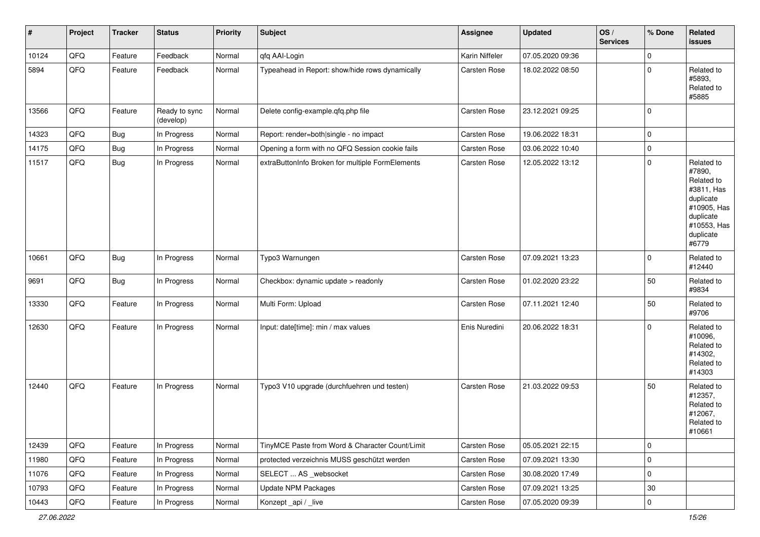| # | Project | Tracker | Status | Priority | Subject | Assignee | Updated | OS / Services | % Done | Related issues |
|---|---|---|---|---|---|---|---|---|---|---|
| 10124 | QFQ | Feature | Feedback | Normal | qfq AAI-Login | Karin Niffeler | 07.05.2020 09:36 | | 0 | |
| 5894 | QFQ | Feature | Feedback | Normal | Typeahead in Report: show/hide rows dynamically | Carsten Rose | 18.02.2022 08:50 | | 0 | Related to #5893, Related to #5885 |
| 13566 | QFQ | Feature | Ready to sync (develop) | Normal | Delete config-example.qfq.php file | Carsten Rose | 23.12.2021 09:25 | | 0 | |
| 14323 | QFQ | Bug | In Progress | Normal | Report: render=both\|single - no impact | Carsten Rose | 19.06.2022 18:31 | | 0 | |
| 14175 | QFQ | Bug | In Progress | Normal | Opening a form with no QFQ Session cookie fails | Carsten Rose | 03.06.2022 10:40 | | 0 | |
| 11517 | QFQ | Bug | In Progress | Normal | extraButtonInfo Broken for multiple FormElements | Carsten Rose | 12.05.2022 13:12 | | 0 | Related to #7890, Related to #3811, Has duplicate #10905, Has duplicate #10553, Has duplicate #6779 |
| 10661 | QFQ | Bug | In Progress | Normal | Typo3 Warnungen | Carsten Rose | 07.09.2021 13:23 | | 0 | Related to #12440 |
| 9691 | QFQ | Bug | In Progress | Normal | Checkbox: dynamic update > readonly | Carsten Rose | 01.02.2020 23:22 | | 50 | Related to #9834 |
| 13330 | QFQ | Feature | In Progress | Normal | Multi Form: Upload | Carsten Rose | 07.11.2021 12:40 | | 50 | Related to #9706 |
| 12630 | QFQ | Feature | In Progress | Normal | Input: date[time]: min / max values | Enis Nuredini | 20.06.2022 18:31 | | 0 | Related to #10096, Related to #14302, Related to #14303 |
| 12440 | QFQ | Feature | In Progress | Normal | Typo3 V10 upgrade (durchfuehren und testen) | Carsten Rose | 21.03.2022 09:53 | | 50 | Related to #12357, Related to #12067, Related to #10661 |
| 12439 | QFQ | Feature | In Progress | Normal | TinyMCE Paste from Word & Character Count/Limit | Carsten Rose | 05.05.2021 22:15 | | 0 | |
| 11980 | QFQ | Feature | In Progress | Normal | protected verzeichnis MUSS geschützt werden | Carsten Rose | 07.09.2021 13:30 | | 0 | |
| 11076 | QFQ | Feature | In Progress | Normal | SELECT ... AS _websocket | Carsten Rose | 30.08.2020 17:49 | | 0 | |
| 10793 | QFQ | Feature | In Progress | Normal | Update NPM Packages | Carsten Rose | 07.09.2021 13:25 | | 30 | |
| 10443 | QFQ | Feature | In Progress | Normal | Konzept _api / _live | Carsten Rose | 07.05.2020 09:39 | | 0 | |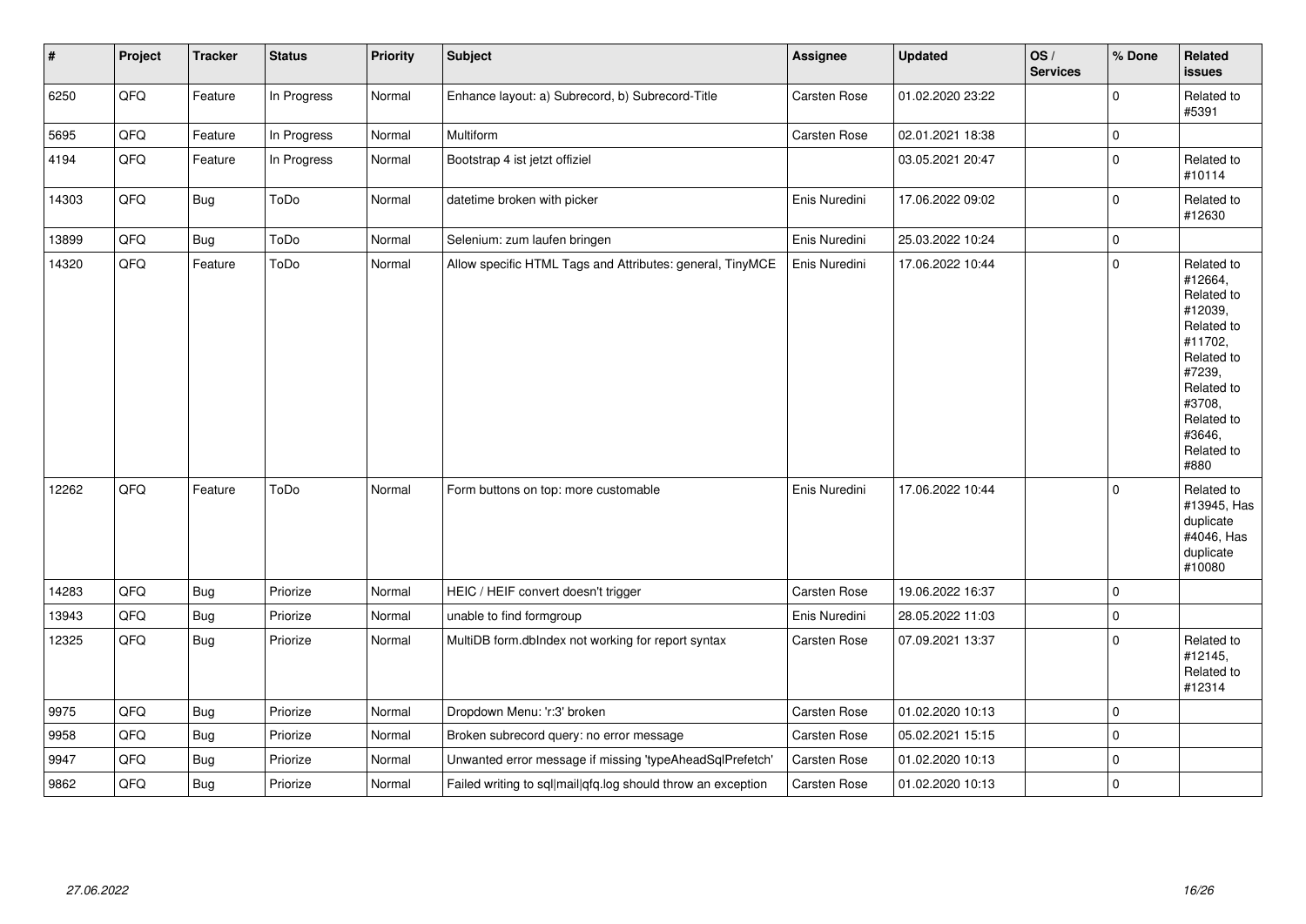| # | Project | Tracker | Status | Priority | Subject | Assignee | Updated | OS / Services | % Done | Related issues |
|---|---|---|---|---|---|---|---|---|---|---|
| 6250 | QFQ | Feature | In Progress | Normal | Enhance layout: a) Subrecord, b) Subrecord-Title | Carsten Rose | 01.02.2020 23:22 | | 0 | Related to #5391 |
| 5695 | QFQ | Feature | In Progress | Normal | Multiform | Carsten Rose | 02.01.2021 18:38 | | 0 | |
| 4194 | QFQ | Feature | In Progress | Normal | Bootstrap 4 ist jetzt offiziel | | 03.05.2021 20:47 | | 0 | Related to #10114 |
| 14303 | QFQ | Bug | ToDo | Normal | datetime broken with picker | Enis Nuredini | 17.06.2022 09:02 | | 0 | Related to #12630 |
| 13899 | QFQ | Bug | ToDo | Normal | Selenium: zum laufen bringen | Enis Nuredini | 25.03.2022 10:24 | | 0 | |
| 14320 | QFQ | Feature | ToDo | Normal | Allow specific HTML Tags and Attributes: general, TinyMCE | Enis Nuredini | 17.06.2022 10:44 | | 0 | Related to #12664, Related to #12039, Related to #11702, Related to #7239, Related to #3708, Related to #3646, Related to #880 |
| 12262 | QFQ | Feature | ToDo | Normal | Form buttons on top: more customable | Enis Nuredini | 17.06.2022 10:44 | | 0 | Related to #13945, Has duplicate #4046, Has duplicate #10080 |
| 14283 | QFQ | Bug | Priorize | Normal | HEIC / HEIF convert doesn't trigger | Carsten Rose | 19.06.2022 16:37 | | 0 | |
| 13943 | QFQ | Bug | Priorize | Normal | unable to find formgroup | Enis Nuredini | 28.05.2022 11:03 | | 0 | |
| 12325 | QFQ | Bug | Priorize | Normal | MultiDB form.dbIndex not working for report syntax | Carsten Rose | 07.09.2021 13:37 | | 0 | Related to #12145, Related to #12314 |
| 9975 | QFQ | Bug | Priorize | Normal | Dropdown Menu: 'r:3' broken | Carsten Rose | 01.02.2020 10:13 | | 0 | |
| 9958 | QFQ | Bug | Priorize | Normal | Broken subrecord query: no error message | Carsten Rose | 05.02.2021 15:15 | | 0 | |
| 9947 | QFQ | Bug | Priorize | Normal | Unwanted error message if missing 'typeAheadSqlPrefetch' | Carsten Rose | 01.02.2020 10:13 | | 0 | |
| 9862 | QFQ | Bug | Priorize | Normal | Failed writing to sql\|mail\|qfq.log should throw an exception | Carsten Rose | 01.02.2020 10:13 | | 0 | |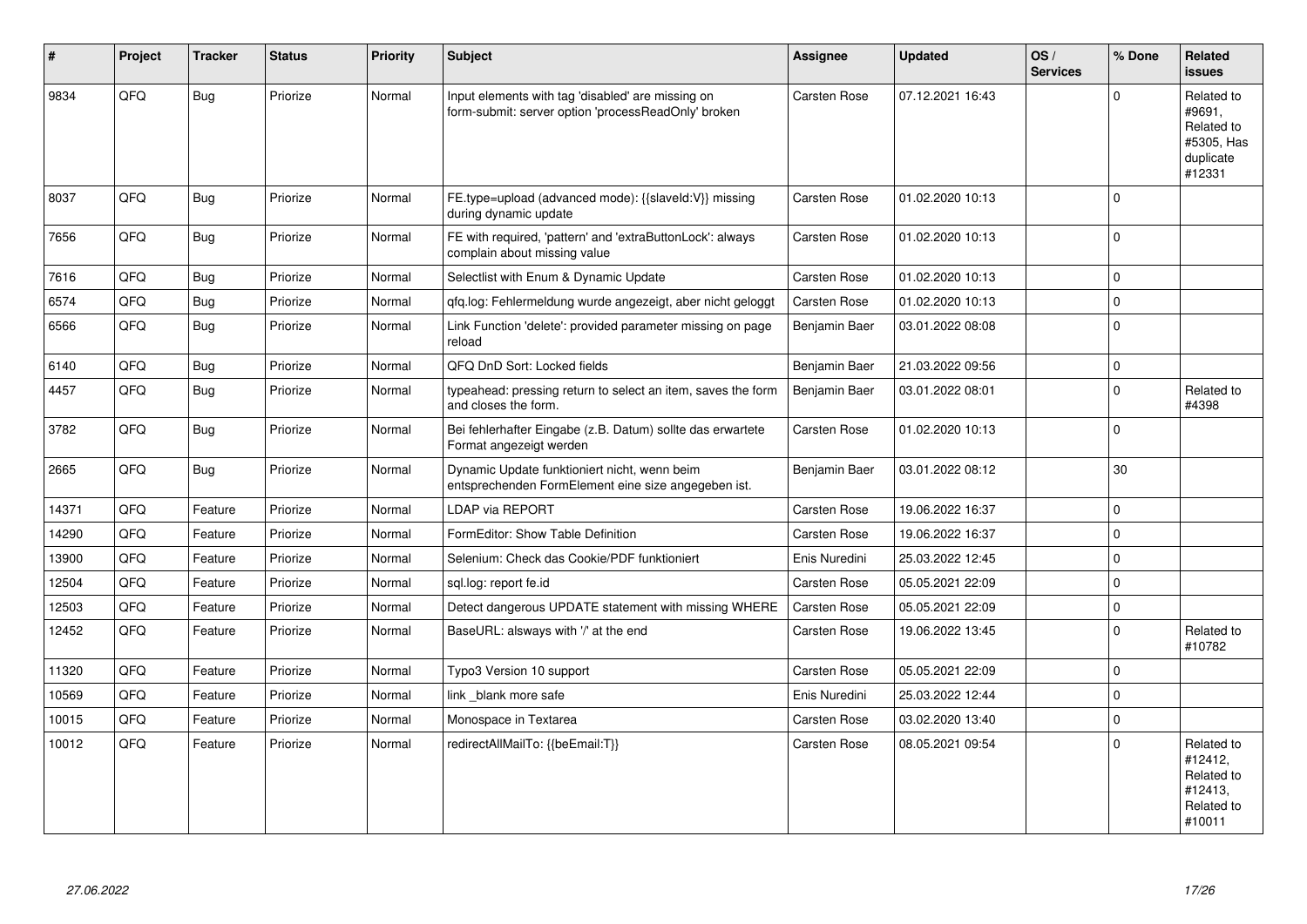| # | Project | Tracker | Status | Priority | Subject | Assignee | Updated | OS / Services | % Done | Related issues |
|---|---|---|---|---|---|---|---|---|---|---|
| 9834 | QFQ | Bug | Priorize | Normal | Input elements with tag 'disabled' are missing on form-submit: server option 'processReadOnly' broken | Carsten Rose | 07.12.2021 16:43 | | 0 | Related to #9691, Related to #5305, Has duplicate #12331 |
| 8037 | QFQ | Bug | Priorize | Normal | FE.type=upload (advanced mode): {{slaveId:V}} missing during dynamic update | Carsten Rose | 01.02.2020 10:13 | | 0 | |
| 7656 | QFQ | Bug | Priorize | Normal | FE with required, 'pattern' and 'extraButtonLock': always complain about missing value | Carsten Rose | 01.02.2020 10:13 | | 0 | |
| 7616 | QFQ | Bug | Priorize | Normal | Selectlist with Enum & Dynamic Update | Carsten Rose | 01.02.2020 10:13 | | 0 | |
| 6574 | QFQ | Bug | Priorize | Normal | qfq.log: Fehlermeldung wurde angezeigt, aber nicht geloggt | Carsten Rose | 01.02.2020 10:13 | | 0 | |
| 6566 | QFQ | Bug | Priorize | Normal | Link Function 'delete': provided parameter missing on page reload | Benjamin Baer | 03.01.2022 08:08 | | 0 | |
| 6140 | QFQ | Bug | Priorize | Normal | QFQ DnD Sort: Locked fields | Benjamin Baer | 21.03.2022 09:56 | | 0 | |
| 4457 | QFQ | Bug | Priorize | Normal | typeahead: pressing return to select an item, saves the form and closes the form. | Benjamin Baer | 03.01.2022 08:01 | | 0 | Related to #4398 |
| 3782 | QFQ | Bug | Priorize | Normal | Bei fehlerhafter Eingabe (z.B. Datum) sollte das erwartete Format angezeigt werden | Carsten Rose | 01.02.2020 10:13 | | 0 | |
| 2665 | QFQ | Bug | Priorize | Normal | Dynamic Update funktioniert nicht, wenn beim entsprechenden FormElement eine size angegeben ist. | Benjamin Baer | 03.01.2022 08:12 | | 30 | |
| 14371 | QFQ | Feature | Priorize | Normal | LDAP via REPORT | Carsten Rose | 19.06.2022 16:37 | | 0 | |
| 14290 | QFQ | Feature | Priorize | Normal | FormEditor: Show Table Definition | Carsten Rose | 19.06.2022 16:37 | | 0 | |
| 13900 | QFQ | Feature | Priorize | Normal | Selenium: Check das Cookie/PDF funktioniert | Enis Nuredini | 25.03.2022 12:45 | | 0 | |
| 12504 | QFQ | Feature | Priorize | Normal | sql.log: report fe.id | Carsten Rose | 05.05.2021 22:09 | | 0 | |
| 12503 | QFQ | Feature | Priorize | Normal | Detect dangerous UPDATE statement with missing WHERE | Carsten Rose | 05.05.2021 22:09 | | 0 | |
| 12452 | QFQ | Feature | Priorize | Normal | BaseURL: alsways with '/' at the end | Carsten Rose | 19.06.2022 13:45 | | 0 | Related to #10782 |
| 11320 | QFQ | Feature | Priorize | Normal | Typo3 Version 10 support | Carsten Rose | 05.05.2021 22:09 | | 0 | |
| 10569 | QFQ | Feature | Priorize | Normal | link _blank more safe | Enis Nuredini | 25.03.2022 12:44 | | 0 | |
| 10015 | QFQ | Feature | Priorize | Normal | Monospace in Textarea | Carsten Rose | 03.02.2020 13:40 | | 0 | |
| 10012 | QFQ | Feature | Priorize | Normal | redirectAllMailTo: {{beEmail:T}} | Carsten Rose | 08.05.2021 09:54 | | 0 | Related to #12412, Related to #12413, Related to #10011 |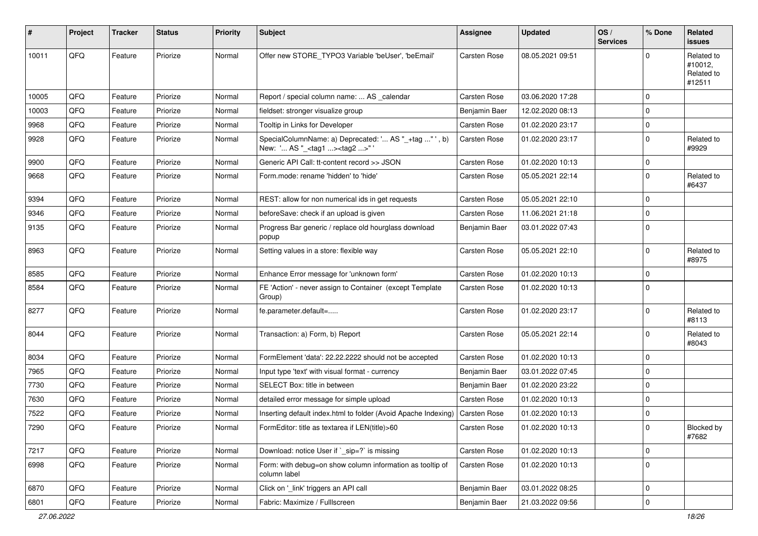| # | Project | Tracker | Status | Priority | Subject | Assignee | Updated | OS / Services | % Done | Related issues |
|---|---|---|---|---|---|---|---|---|---|---|
| 10011 | QFQ | Feature | Priorize | Normal | Offer new STORE_TYPO3 Variable 'beUser', 'beEmail' | Carsten Rose | 08.05.2021 09:51 | | 0 | Related to #10012, Related to #12511 |
| 10005 | QFQ | Feature | Priorize | Normal | Report / special column name: ... AS _calendar | Carsten Rose | 03.06.2020 17:28 | | 0 | |
| 10003 | QFQ | Feature | Priorize | Normal | fieldset: stronger visualize group | Benjamin Baer | 12.02.2020 08:13 | | 0 | |
| 9968 | QFQ | Feature | Priorize | Normal | Tooltip in Links for Developer | Carsten Rose | 01.02.2020 23:17 | | 0 | |
| 9928 | QFQ | Feature | Priorize | Normal | SpecialColumnName: a) Deprecated: '... AS "_+tag ..." ', b) New: '... AS "_<tag1 ...><tag2 ...>" ' | Carsten Rose | 01.02.2020 23:17 | | 0 | Related to #9929 |
| 9900 | QFQ | Feature | Priorize | Normal | Generic API Call: tt-content record >> JSON | Carsten Rose | 01.02.2020 10:13 | | 0 | |
| 9668 | QFQ | Feature | Priorize | Normal | Form.mode: rename 'hidden' to 'hide' | Carsten Rose | 05.05.2021 22:14 | | 0 | Related to #6437 |
| 9394 | QFQ | Feature | Priorize | Normal | REST: allow for non numerical ids in get requests | Carsten Rose | 05.05.2021 22:10 | | 0 | |
| 9346 | QFQ | Feature | Priorize | Normal | beforeSave: check if an upload is given | Carsten Rose | 11.06.2021 21:18 | | 0 | |
| 9135 | QFQ | Feature | Priorize | Normal | Progress Bar generic / replace old hourglass download popup | Benjamin Baer | 03.01.2022 07:43 | | 0 | |
| 8963 | QFQ | Feature | Priorize | Normal | Setting values in a store: flexible way | Carsten Rose | 05.05.2021 22:10 | | 0 | Related to #8975 |
| 8585 | QFQ | Feature | Priorize | Normal | Enhance Error message for 'unknown form' | Carsten Rose | 01.02.2020 10:13 | | 0 | |
| 8584 | QFQ | Feature | Priorize | Normal | FE 'Action' - never assign to Container (except Template Group) | Carsten Rose | 01.02.2020 10:13 | | 0 | |
| 8277 | QFQ | Feature | Priorize | Normal | fe.parameter.default=..... | Carsten Rose | 01.02.2020 23:17 | | 0 | Related to #8113 |
| 8044 | QFQ | Feature | Priorize | Normal | Transaction: a) Form, b) Report | Carsten Rose | 05.05.2021 22:14 | | 0 | Related to #8043 |
| 8034 | QFQ | Feature | Priorize | Normal | FormElement 'data': 22.22.2222 should not be accepted | Carsten Rose | 01.02.2020 10:13 | | 0 | |
| 7965 | QFQ | Feature | Priorize | Normal | Input type 'text' with visual format - currency | Benjamin Baer | 03.01.2022 07:45 | | 0 | |
| 7730 | QFQ | Feature | Priorize | Normal | SELECT Box: title in between | Benjamin Baer | 01.02.2020 23:22 | | 0 | |
| 7630 | QFQ | Feature | Priorize | Normal | detailed error message for simple upload | Carsten Rose | 01.02.2020 10:13 | | 0 | |
| 7522 | QFQ | Feature | Priorize | Normal | Inserting default index.html to folder (Avoid Apache Indexing) | Carsten Rose | 01.02.2020 10:13 | | 0 | |
| 7290 | QFQ | Feature | Priorize | Normal | FormEditor: title as textarea if LEN(title)>60 | Carsten Rose | 01.02.2020 10:13 | | 0 | Blocked by #7682 |
| 7217 | QFQ | Feature | Priorize | Normal | Download: notice User if `_sip=?` is missing | Carsten Rose | 01.02.2020 10:13 | | 0 | |
| 6998 | QFQ | Feature | Priorize | Normal | Form: with debug=on show column information as tooltip of column label | Carsten Rose | 01.02.2020 10:13 | | 0 | |
| 6870 | QFQ | Feature | Priorize | Normal | Click on '_link' triggers an API call | Benjamin Baer | 03.01.2022 08:25 | | 0 | |
| 6801 | QFQ | Feature | Priorize | Normal | Fabric: Maximize / Fulllscreen | Benjamin Baer | 21.03.2022 09:56 | | 0 | |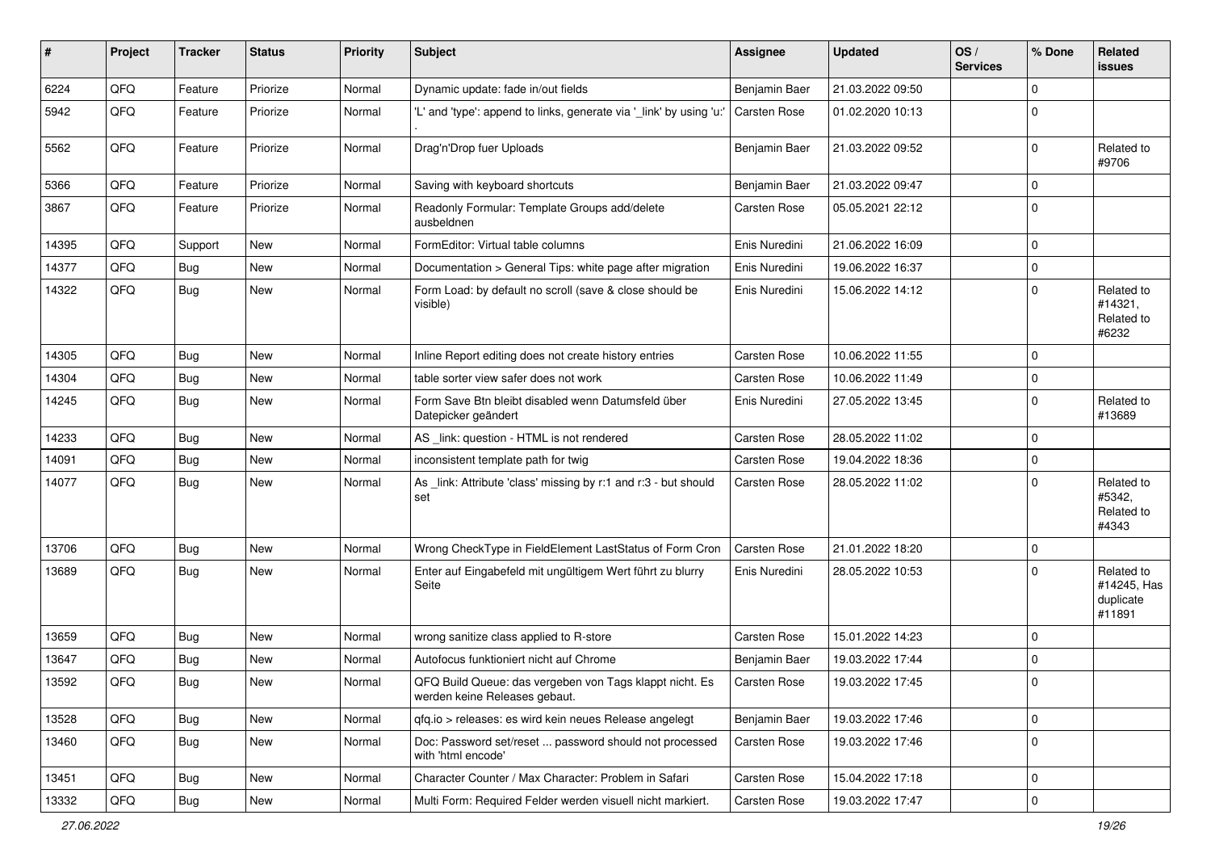| # | Project | Tracker | Status | Priority | Subject | Assignee | Updated | OS / Services | % Done | Related issues |
|---|---|---|---|---|---|---|---|---|---|---|
| 6224 | QFQ | Feature | Priorize | Normal | Dynamic update: fade in/out fields | Benjamin Baer | 21.03.2022 09:50 | | 0 | |
| 5942 | QFQ | Feature | Priorize | Normal | 'L' and 'type': append to links, generate via '_link' by using 'u:' . | Carsten Rose | 01.02.2020 10:13 | | 0 | |
| 5562 | QFQ | Feature | Priorize | Normal | Drag'n'Drop fuer Uploads | Benjamin Baer | 21.03.2022 09:52 | | 0 | Related to #9706 |
| 5366 | QFQ | Feature | Priorize | Normal | Saving with keyboard shortcuts | Benjamin Baer | 21.03.2022 09:47 | | 0 | |
| 3867 | QFQ | Feature | Priorize | Normal | Readonly Formular: Template Groups add/delete ausbeldnen | Carsten Rose | 05.05.2021 22:12 | | 0 | |
| 14395 | QFQ | Support | New | Normal | FormEditor: Virtual table columns | Enis Nuredini | 21.06.2022 16:09 | | 0 | |
| 14377 | QFQ | Bug | New | Normal | Documentation > General Tips: white page after migration | Enis Nuredini | 19.06.2022 16:37 | | 0 | |
| 14322 | QFQ | Bug | New | Normal | Form Load: by default no scroll (save & close should be visible) | Enis Nuredini | 15.06.2022 14:12 | | 0 | Related to #14321, Related to #6232 |
| 14305 | QFQ | Bug | New | Normal | Inline Report editing does not create history entries | Carsten Rose | 10.06.2022 11:55 | | 0 | |
| 14304 | QFQ | Bug | New | Normal | table sorter view safer does not work | Carsten Rose | 10.06.2022 11:49 | | 0 | |
| 14245 | QFQ | Bug | New | Normal | Form Save Btn bleibt disabled wenn Datumsfeld über Datepicker geändert | Enis Nuredini | 27.05.2022 13:45 | | 0 | Related to #13689 |
| 14233 | QFQ | Bug | New | Normal | AS _link: question - HTML is not rendered | Carsten Rose | 28.05.2022 11:02 | | 0 | |
| 14091 | QFQ | Bug | New | Normal | inconsistent template path for twig | Carsten Rose | 19.04.2022 18:36 | | 0 | |
| 14077 | QFQ | Bug | New | Normal | As _link: Attribute 'class' missing by r:1 and r:3 - but should set | Carsten Rose | 28.05.2022 11:02 | | 0 | Related to #5342, Related to #4343 |
| 13706 | QFQ | Bug | New | Normal | Wrong CheckType in FieldElement LastStatus of Form Cron | Carsten Rose | 21.01.2022 18:20 | | 0 | |
| 13689 | QFQ | Bug | New | Normal | Enter auf Eingabefeld mit ungültigem Wert führt zu blurry Seite | Enis Nuredini | 28.05.2022 10:53 | | 0 | Related to #14245, Has duplicate #11891 |
| 13659 | QFQ | Bug | New | Normal | wrong sanitize class applied to R-store | Carsten Rose | 15.01.2022 14:23 | | 0 | |
| 13647 | QFQ | Bug | New | Normal | Autofocus funktioniert nicht auf Chrome | Benjamin Baer | 19.03.2022 17:44 | | 0 | |
| 13592 | QFQ | Bug | New | Normal | QFQ Build Queue: das vergeben von Tags klappt nicht. Es werden keine Releases gebaut. | Carsten Rose | 19.03.2022 17:45 | | 0 | |
| 13528 | QFQ | Bug | New | Normal | qfq.io > releases: es wird kein neues Release angelegt | Benjamin Baer | 19.03.2022 17:46 | | 0 | |
| 13460 | QFQ | Bug | New | Normal | Doc: Password set/reset ... password should not processed with 'html encode' | Carsten Rose | 19.03.2022 17:46 | | 0 | |
| 13451 | QFQ | Bug | New | Normal | Character Counter / Max Character: Problem in Safari | Carsten Rose | 15.04.2022 17:18 | | 0 | |
| 13332 | QFQ | Bug | New | Normal | Multi Form: Required Felder werden visuell nicht markiert. | Carsten Rose | 19.03.2022 17:47 | | 0 | |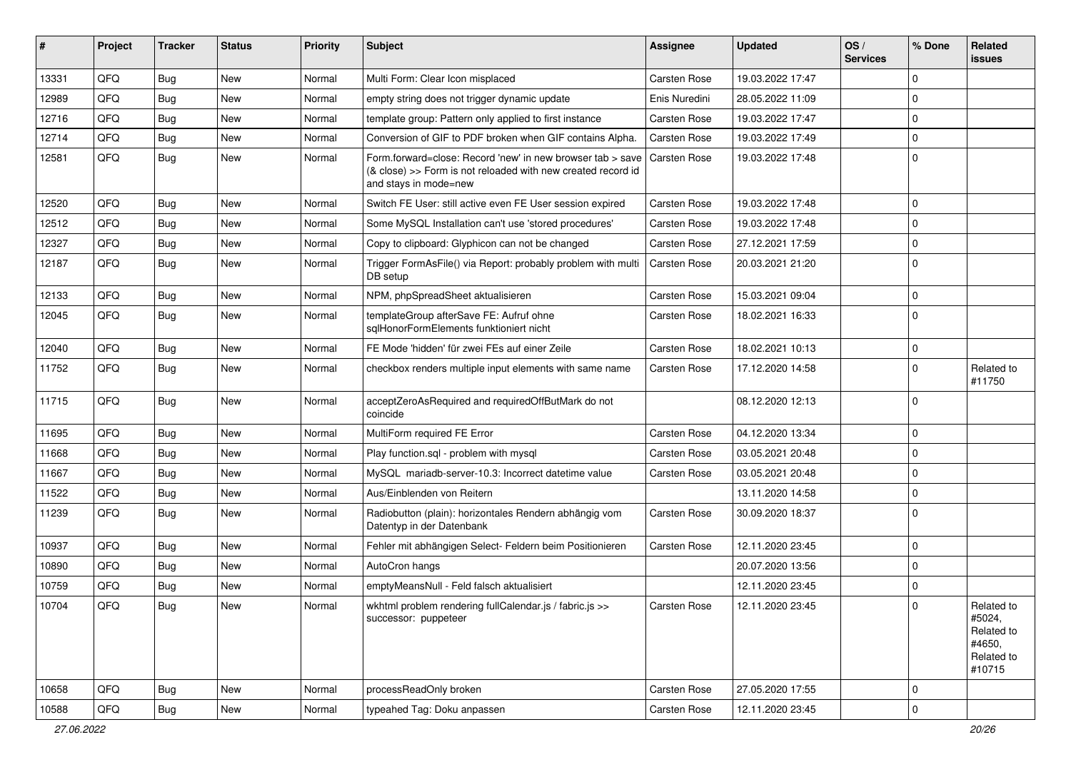| # | Project | Tracker | Status | Priority | Subject | Assignee | Updated | OS / Services | % Done | Related issues |
|---|---|---|---|---|---|---|---|---|---|---|
| 13331 | QFQ | Bug | New | Normal | Multi Form: Clear Icon misplaced | Carsten Rose | 19.03.2022 17:47 | | 0 | |
| 12989 | QFQ | Bug | New | Normal | empty string does not trigger dynamic update | Enis Nuredini | 28.05.2022 11:09 | | 0 | |
| 12716 | QFQ | Bug | New | Normal | template group: Pattern only applied to first instance | Carsten Rose | 19.03.2022 17:47 | | 0 | |
| 12714 | QFQ | Bug | New | Normal | Conversion of GIF to PDF broken when GIF contains Alpha. | Carsten Rose | 19.03.2022 17:49 | | 0 | |
| 12581 | QFQ | Bug | New | Normal | Form.forward=close: Record 'new' in new browser tab > save (& close) >> Form is not reloaded with new created record id and stays in mode=new | Carsten Rose | 19.03.2022 17:48 | | 0 | |
| 12520 | QFQ | Bug | New | Normal | Switch FE User: still active even FE User session expired | Carsten Rose | 19.03.2022 17:48 | | 0 | |
| 12512 | QFQ | Bug | New | Normal | Some MySQL Installation can't use 'stored procedures' | Carsten Rose | 19.03.2022 17:48 | | 0 | |
| 12327 | QFQ | Bug | New | Normal | Copy to clipboard: Glyphicon can not be changed | Carsten Rose | 27.12.2021 17:59 | | 0 | |
| 12187 | QFQ | Bug | New | Normal | Trigger FormAsFile() via Report: probably problem with multi DB setup | Carsten Rose | 20.03.2021 21:20 | | 0 | |
| 12133 | QFQ | Bug | New | Normal | NPM, phpSpreadSheet aktualisieren | Carsten Rose | 15.03.2021 09:04 | | 0 | |
| 12045 | QFQ | Bug | New | Normal | templateGroup afterSave FE: Aufruf ohne sqlHonorFormElements funktioniert nicht | Carsten Rose | 18.02.2021 16:33 | | 0 | |
| 12040 | QFQ | Bug | New | Normal | FE Mode 'hidden' für zwei FEs auf einer Zeile | Carsten Rose | 18.02.2021 10:13 | | 0 | |
| 11752 | QFQ | Bug | New | Normal | checkbox renders multiple input elements with same name | Carsten Rose | 17.12.2020 14:58 | | 0 | Related to #11750 |
| 11715 | QFQ | Bug | New | Normal | acceptZeroAsRequired and requiredOffButMark do not coincide | | 08.12.2020 12:13 | | 0 | |
| 11695 | QFQ | Bug | New | Normal | MultiForm required FE Error | Carsten Rose | 04.12.2020 13:34 | | 0 | |
| 11668 | QFQ | Bug | New | Normal | Play function.sql - problem with mysql | Carsten Rose | 03.05.2021 20:48 | | 0 | |
| 11667 | QFQ | Bug | New | Normal | MySQL mariadb-server-10.3: Incorrect datetime value | Carsten Rose | 03.05.2021 20:48 | | 0 | |
| 11522 | QFQ | Bug | New | Normal | Aus/Einblenden von Reitern | | 13.11.2020 14:58 | | 0 | |
| 11239 | QFQ | Bug | New | Normal | Radiobutton (plain): horizontales Rendern abhängig vom Datentyp in der Datenbank | Carsten Rose | 30.09.2020 18:37 | | 0 | |
| 10937 | QFQ | Bug | New | Normal | Fehler mit abhängigen Select- Feldern beim Positionieren | Carsten Rose | 12.11.2020 23:45 | | 0 | |
| 10890 | QFQ | Bug | New | Normal | AutoCron hangs | | 20.07.2020 13:56 | | 0 | |
| 10759 | QFQ | Bug | New | Normal | emptyMeansNull - Feld falsch aktualisiert | | 12.11.2020 23:45 | | 0 | |
| 10704 | QFQ | Bug | New | Normal | wkhtml problem rendering fullCalendar.js / fabric.js >> successor: puppeteer | Carsten Rose | 12.11.2020 23:45 | | 0 | Related to #5024, Related to #4650, Related to #10715 |
| 10658 | QFQ | Bug | New | Normal | processReadOnly broken | Carsten Rose | 27.05.2020 17:55 | | 0 | |
| 10588 | QFQ | Bug | New | Normal | typeahed Tag: Doku anpassen | Carsten Rose | 12.11.2020 23:45 | | 0 | |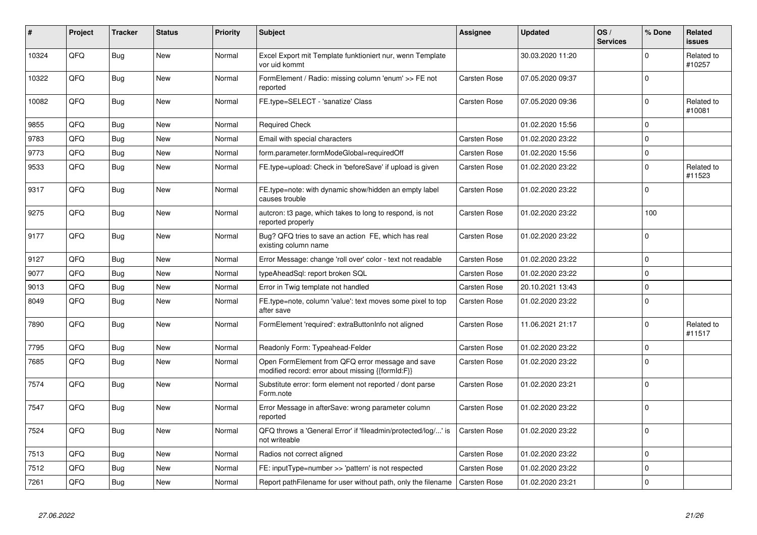| # | Project | Tracker | Status | Priority | Subject | Assignee | Updated | OS / Services | % Done | Related issues |
|---|---|---|---|---|---|---|---|---|---|---|
| 10324 | QFQ | Bug | New | Normal | Excel Export mit Template funktioniert nur, wenn Template vor uid kommt |  | 30.03.2020 11:20 |  | 0 | Related to #10257 |
| 10322 | QFQ | Bug | New | Normal | FormElement / Radio: missing column 'enum' >> FE not reported | Carsten Rose | 07.05.2020 09:37 |  | 0 |  |
| 10082 | QFQ | Bug | New | Normal | FE.type=SELECT - 'sanatize' Class | Carsten Rose | 07.05.2020 09:36 |  | 0 | Related to #10081 |
| 9855 | QFQ | Bug | New | Normal | Required Check |  | 01.02.2020 15:56 |  | 0 |  |
| 9783 | QFQ | Bug | New | Normal | Email with special characters | Carsten Rose | 01.02.2020 23:22 |  | 0 |  |
| 9773 | QFQ | Bug | New | Normal | form.parameter.formModeGlobal=requiredOff | Carsten Rose | 01.02.2020 15:56 |  | 0 |  |
| 9533 | QFQ | Bug | New | Normal | FE.type=upload: Check in 'beforeSave' if upload is given | Carsten Rose | 01.02.2020 23:22 |  | 0 | Related to #11523 |
| 9317 | QFQ | Bug | New | Normal | FE.type=note: with dynamic show/hidden an empty label causes trouble | Carsten Rose | 01.02.2020 23:22 |  | 0 |  |
| 9275 | QFQ | Bug | New | Normal | autcron: t3 page, which takes to long to respond, is not reported properly | Carsten Rose | 01.02.2020 23:22 |  | 100 |  |
| 9177 | QFQ | Bug | New | Normal | Bug? QFQ tries to save an action FE, which has real existing column name | Carsten Rose | 01.02.2020 23:22 |  | 0 |  |
| 9127 | QFQ | Bug | New | Normal | Error Message: change 'roll over' color - text not readable | Carsten Rose | 01.02.2020 23:22 |  | 0 |  |
| 9077 | QFQ | Bug | New | Normal | typeAheadSql: report broken SQL | Carsten Rose | 01.02.2020 23:22 |  | 0 |  |
| 9013 | QFQ | Bug | New | Normal | Error in Twig template not handled | Carsten Rose | 20.10.2021 13:43 |  | 0 |  |
| 8049 | QFQ | Bug | New | Normal | FE.type=note, column 'value': text moves some pixel to top after save | Carsten Rose | 01.02.2020 23:22 |  | 0 |  |
| 7890 | QFQ | Bug | New | Normal | FormElement 'required': extraButtonInfo not aligned | Carsten Rose | 11.06.2021 21:17 |  | 0 | Related to #11517 |
| 7795 | QFQ | Bug | New | Normal | Readonly Form: Typeahead-Felder | Carsten Rose | 01.02.2020 23:22 |  | 0 |  |
| 7685 | QFQ | Bug | New | Normal | Open FormElement from QFQ error message and save modified record: error about missing {{formId:F}} | Carsten Rose | 01.02.2020 23:22 |  | 0 |  |
| 7574 | QFQ | Bug | New | Normal | Substitute error: form element not reported / dont parse Form.note | Carsten Rose | 01.02.2020 23:21 |  | 0 |  |
| 7547 | QFQ | Bug | New | Normal | Error Message in afterSave: wrong parameter column reported | Carsten Rose | 01.02.2020 23:22 |  | 0 |  |
| 7524 | QFQ | Bug | New | Normal | QFQ throws a 'General Error' if 'fileadmin/protected/log/...' is not writeable | Carsten Rose | 01.02.2020 23:22 |  | 0 |  |
| 7513 | QFQ | Bug | New | Normal | Radios not correct aligned | Carsten Rose | 01.02.2020 23:22 |  | 0 |  |
| 7512 | QFQ | Bug | New | Normal | FE: inputType=number >> 'pattern' is not respected | Carsten Rose | 01.02.2020 23:22 |  | 0 |  |
| 7261 | QFQ | Bug | New | Normal | Report pathFilename for user without path, only the filename | Carsten Rose | 01.02.2020 23:21 |  | 0 |  |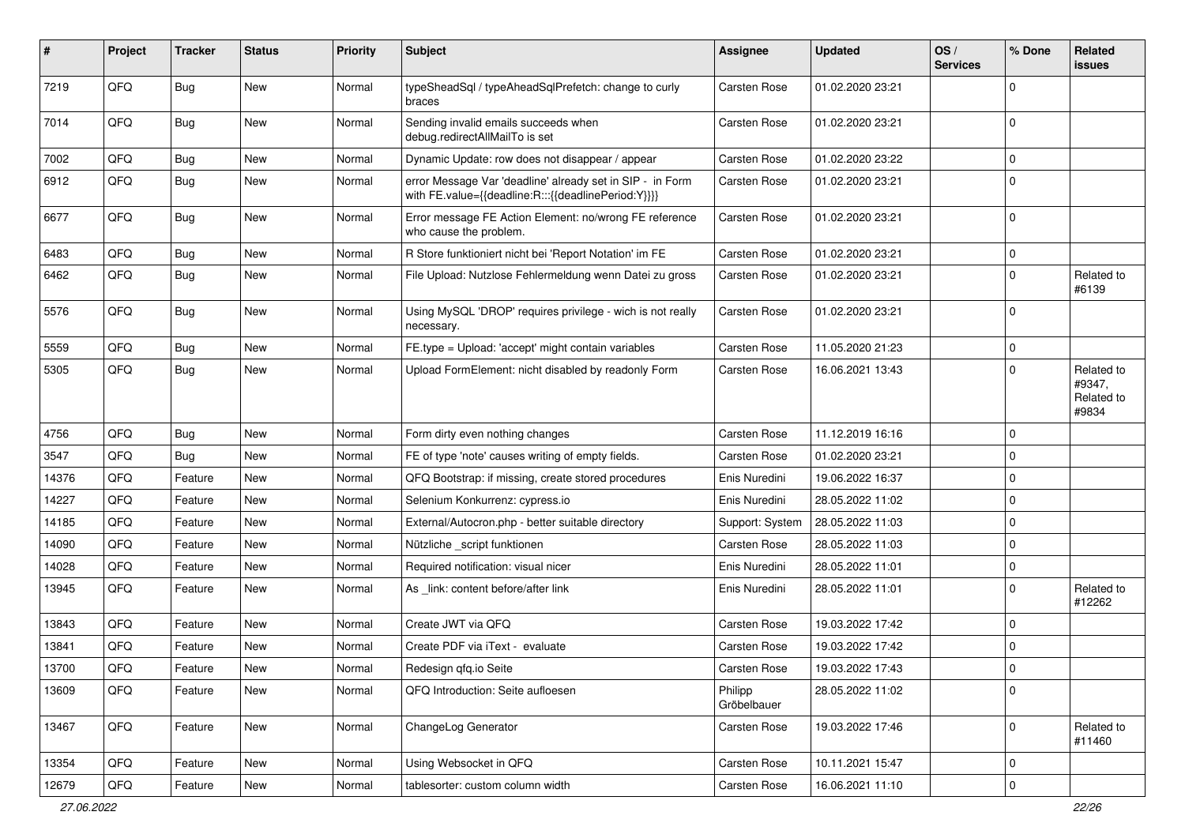| # | Project | Tracker | Status | Priority | Subject | Assignee | Updated | OS / Services | % Done | Related issues |
|---|---|---|---|---|---|---|---|---|---|---|
| 7219 | QFQ | Bug | New | Normal | typeSheadSql / typeAheadSqlPrefetch: change to curly braces | Carsten Rose | 01.02.2020 23:21 | | 0 | |
| 7014 | QFQ | Bug | New | Normal | Sending invalid emails succeeds when debug.redirectAllMailTo is set | Carsten Rose | 01.02.2020 23:21 | | 0 | |
| 7002 | QFQ | Bug | New | Normal | Dynamic Update: row does not disappear / appear | Carsten Rose | 01.02.2020 23:22 | | 0 | |
| 6912 | QFQ | Bug | New | Normal | error Message Var 'deadline' already set in SIP - in Form with FE.value={{deadline:R:::{{deadlinePeriod:Y}}}} | Carsten Rose | 01.02.2020 23:21 | | 0 | |
| 6677 | QFQ | Bug | New | Normal | Error message FE Action Element: no/wrong FE reference who cause the problem. | Carsten Rose | 01.02.2020 23:21 | | 0 | |
| 6483 | QFQ | Bug | New | Normal | R Store funktioniert nicht bei 'Report Notation' im FE | Carsten Rose | 01.02.2020 23:21 | | 0 | |
| 6462 | QFQ | Bug | New | Normal | File Upload: Nutzlose Fehlermeldung wenn Datei zu gross | Carsten Rose | 01.02.2020 23:21 | | 0 | Related to #6139 |
| 5576 | QFQ | Bug | New | Normal | Using MySQL 'DROP' requires privilege - wich is not really necessary. | Carsten Rose | 01.02.2020 23:21 | | 0 | |
| 5559 | QFQ | Bug | New | Normal | FE.type = Upload: 'accept' might contain variables | Carsten Rose | 11.05.2020 21:23 | | 0 | |
| 5305 | QFQ | Bug | New | Normal | Upload FormElement: nicht disabled by readonly Form | Carsten Rose | 16.06.2021 13:43 | | 0 | Related to #9347, Related to #9834 |
| 4756 | QFQ | Bug | New | Normal | Form dirty even nothing changes | Carsten Rose | 11.12.2019 16:16 | | 0 | |
| 3547 | QFQ | Bug | New | Normal | FE of type 'note' causes writing of empty fields. | Carsten Rose | 01.02.2020 23:21 | | 0 | |
| 14376 | QFQ | Feature | New | Normal | QFQ Bootstrap: if missing, create stored procedures | Enis Nuredini | 19.06.2022 16:37 | | 0 | |
| 14227 | QFQ | Feature | New | Normal | Selenium Konkurrenz: cypress.io | Enis Nuredini | 28.05.2022 11:02 | | 0 | |
| 14185 | QFQ | Feature | New | Normal | External/Autocron.php - better suitable directory | Support: System | 28.05.2022 11:03 | | 0 | |
| 14090 | QFQ | Feature | New | Normal | Nützliche _script funktionen | Carsten Rose | 28.05.2022 11:03 | | 0 | |
| 14028 | QFQ | Feature | New | Normal | Required notification: visual nicer | Enis Nuredini | 28.05.2022 11:01 | | 0 | |
| 13945 | QFQ | Feature | New | Normal | As _link: content before/after link | Enis Nuredini | 28.05.2022 11:01 | | 0 | Related to #12262 |
| 13843 | QFQ | Feature | New | Normal | Create JWT via QFQ | Carsten Rose | 19.03.2022 17:42 | | 0 | |
| 13841 | QFQ | Feature | New | Normal | Create PDF via iText - evaluate | Carsten Rose | 19.03.2022 17:42 | | 0 | |
| 13700 | QFQ | Feature | New | Normal | Redesign qfq.io Seite | Carsten Rose | 19.03.2022 17:43 | | 0 | |
| 13609 | QFQ | Feature | New | Normal | QFQ Introduction: Seite aufloesen | Philipp Gröbelbauer | 28.05.2022 11:02 | | 0 | |
| 13467 | QFQ | Feature | New | Normal | ChangeLog Generator | Carsten Rose | 19.03.2022 17:46 | | 0 | Related to #11460 |
| 13354 | QFQ | Feature | New | Normal | Using Websocket in QFQ | Carsten Rose | 10.11.2021 15:47 | | 0 | |
| 12679 | QFQ | Feature | New | Normal | tablesorter: custom column width | Carsten Rose | 16.06.2021 11:10 | | 0 | |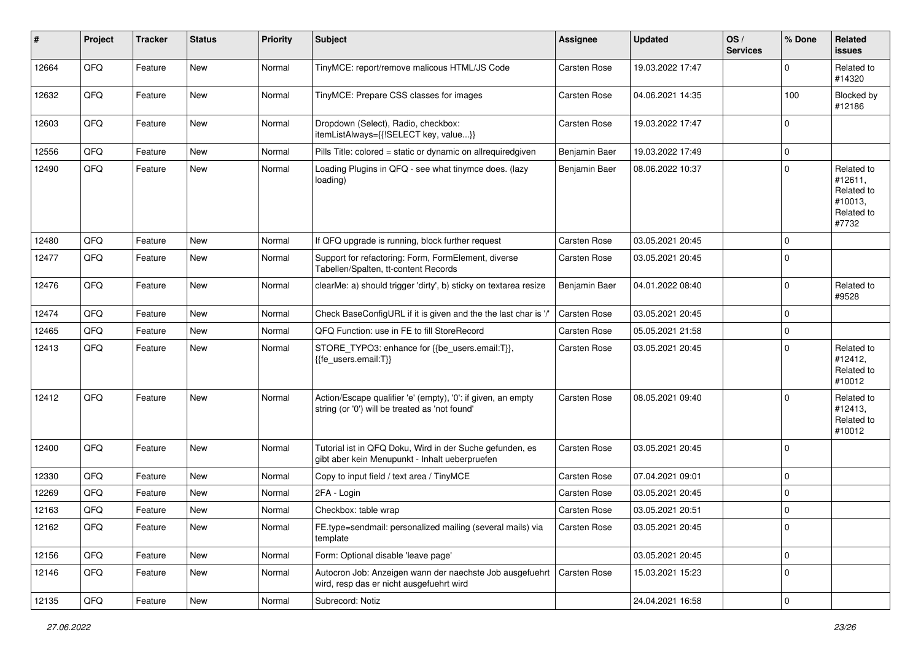| # | Project | Tracker | Status | Priority | Subject | Assignee | Updated | OS / Services | % Done | Related issues |
|---|---|---|---|---|---|---|---|---|---|---|
| 12664 | QFQ | Feature | New | Normal | TinyMCE: report/remove malicous HTML/JS Code | Carsten Rose | 19.03.2022 17:47 | | 0 | Related to #14320 |
| 12632 | QFQ | Feature | New | Normal | TinyMCE: Prepare CSS classes for images | Carsten Rose | 04.06.2021 14:35 | | 100 | Blocked by #12186 |
| 12603 | QFQ | Feature | New | Normal | Dropdown (Select), Radio, checkbox: itemListAlways={{!SELECT key, value...}} | Carsten Rose | 19.03.2022 17:47 | | 0 | |
| 12556 | QFQ | Feature | New | Normal | Pills Title: colored = static or dynamic on allrequiredgiven | Benjamin Baer | 19.03.2022 17:49 | | 0 | |
| 12490 | QFQ | Feature | New | Normal | Loading Plugins in QFQ - see what tinymce does. (lazy loading) | Benjamin Baer | 08.06.2022 10:37 | | 0 | Related to #12611, Related to #10013, Related to #7732 |
| 12480 | QFQ | Feature | New | Normal | If QFQ upgrade is running, block further request | Carsten Rose | 03.05.2021 20:45 | | 0 | |
| 12477 | QFQ | Feature | New | Normal | Support for refactoring: Form, FormElement, diverse Tabellen/Spalten, tt-content Records | Carsten Rose | 03.05.2021 20:45 | | 0 | |
| 12476 | QFQ | Feature | New | Normal | clearMe: a) should trigger 'dirty', b) sticky on textarea resize | Benjamin Baer | 04.01.2022 08:40 | | 0 | Related to #9528 |
| 12474 | QFQ | Feature | New | Normal | Check BaseConfigURL if it is given and the the last char is '/' | Carsten Rose | 03.05.2021 20:45 | | 0 | |
| 12465 | QFQ | Feature | New | Normal | QFQ Function: use in FE to fill StoreRecord | Carsten Rose | 05.05.2021 21:58 | | 0 | |
| 12413 | QFQ | Feature | New | Normal | STORE_TYPO3: enhance for {{be_users.email:T}}, {{fe_users.email:T}} | Carsten Rose | 03.05.2021 20:45 | | 0 | Related to #12412, Related to #10012 |
| 12412 | QFQ | Feature | New | Normal | Action/Escape qualifier 'e' (empty), '0': if given, an empty string (or '0') will be treated as 'not found' | Carsten Rose | 08.05.2021 09:40 | | 0 | Related to #12413, Related to #10012 |
| 12400 | QFQ | Feature | New | Normal | Tutorial ist in QFQ Doku, Wird in der Suche gefunden, es gibt aber kein Menupunkt - Inhalt ueberpruefen | Carsten Rose | 03.05.2021 20:45 | | 0 | |
| 12330 | QFQ | Feature | New | Normal | Copy to input field / text area / TinyMCE | Carsten Rose | 07.04.2021 09:01 | | 0 | |
| 12269 | QFQ | Feature | New | Normal | 2FA - Login | Carsten Rose | 03.05.2021 20:45 | | 0 | |
| 12163 | QFQ | Feature | New | Normal | Checkbox: table wrap | Carsten Rose | 03.05.2021 20:51 | | 0 | |
| 12162 | QFQ | Feature | New | Normal | FE.type=sendmail: personalized mailing (several mails) via template | Carsten Rose | 03.05.2021 20:45 | | 0 | |
| 12156 | QFQ | Feature | New | Normal | Form: Optional disable 'leave page' | | 03.05.2021 20:45 | | 0 | |
| 12146 | QFQ | Feature | New | Normal | Autocron Job: Anzeigen wann der naechste Job ausgefuehrt wird, resp das er nicht ausgefuehrt wird | Carsten Rose | 15.03.2021 15:23 | | 0 | |
| 12135 | QFQ | Feature | New | Normal | Subrecord: Notiz | | 24.04.2021 16:58 | | 0 | |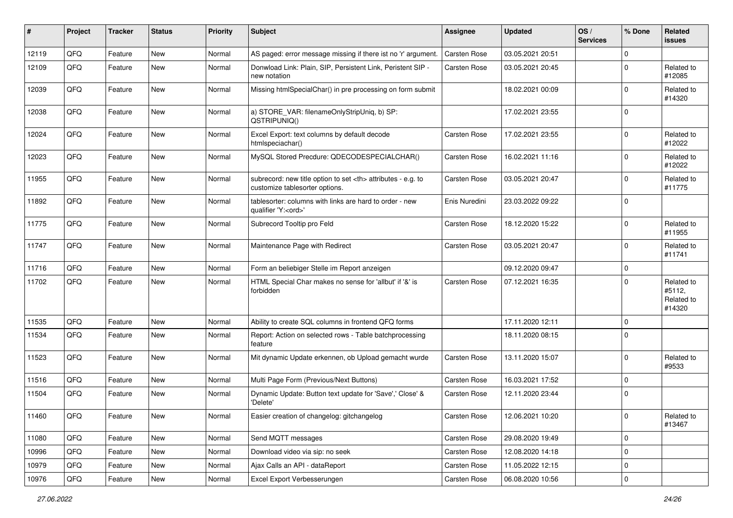| # | Project | Tracker | Status | Priority | Subject | Assignee | Updated | OS / Services | % Done | Related issues |
|---|---|---|---|---|---|---|---|---|---|---|
| 12119 | QFQ | Feature | New | Normal | AS paged: error message missing if there ist no 'r' argument. | Carsten Rose | 03.05.2021 20:51 | | 0 | |
| 12109 | QFQ | Feature | New | Normal | Donwload Link: Plain, SIP, Persistent Link, Peristent SIP - new notation | Carsten Rose | 03.05.2021 20:45 | | 0 | Related to #12085 |
| 12039 | QFQ | Feature | New | Normal | Missing htmlSpecialChar() in pre processing on form submit | | 18.02.2021 00:09 | | 0 | Related to #14320 |
| 12038 | QFQ | Feature | New | Normal | a) STORE_VAR: filenameOnlyStripUniq, b) SP: QSTRIPUNIQ() | | 17.02.2021 23:55 | | 0 | |
| 12024 | QFQ | Feature | New | Normal | Excel Export: text columns by default decode htmlspeciachar() | Carsten Rose | 17.02.2021 23:55 | | 0 | Related to #12022 |
| 12023 | QFQ | Feature | New | Normal | MySQL Stored Precdure: QDECODESPECIALCHAR() | Carsten Rose | 16.02.2021 11:16 | | 0 | Related to #12022 |
| 11955 | QFQ | Feature | New | Normal | subrecord: new title option to set <th> attributes - e.g. to customize tablesorter options. | Carsten Rose | 03.05.2021 20:47 | | 0 | Related to #11775 |
| 11892 | QFQ | Feature | New | Normal | tablesorter: columns with links are hard to order - new qualifier 'Y:<ord>' | Enis Nuredini | 23.03.2022 09:22 | | 0 | |
| 11775 | QFQ | Feature | New | Normal | Subrecord Tooltip pro Feld | Carsten Rose | 18.12.2020 15:22 | | 0 | Related to #11955 |
| 11747 | QFQ | Feature | New | Normal | Maintenance Page with Redirect | Carsten Rose | 03.05.2021 20:47 | | 0 | Related to #11741 |
| 11716 | QFQ | Feature | New | Normal | Form an beliebiger Stelle im Report anzeigen | | 09.12.2020 09:47 | | 0 | |
| 11702 | QFQ | Feature | New | Normal | HTML Special Char makes no sense for 'allbut' if '&' is forbidden | Carsten Rose | 07.12.2021 16:35 | | 0 | Related to #5112, Related to #14320 |
| 11535 | QFQ | Feature | New | Normal | Ability to create SQL columns in frontend QFQ forms | | 17.11.2020 12:11 | | 0 | |
| 11534 | QFQ | Feature | New | Normal | Report: Action on selected rows - Table batchprocessing feature | | 18.11.2020 08:15 | | 0 | |
| 11523 | QFQ | Feature | New | Normal | Mit dynamic Update erkennen, ob Upload gemacht wurde | Carsten Rose | 13.11.2020 15:07 | | 0 | Related to #9533 |
| 11516 | QFQ | Feature | New | Normal | Multi Page Form (Previous/Next Buttons) | Carsten Rose | 16.03.2021 17:52 | | 0 | |
| 11504 | QFQ | Feature | New | Normal | Dynamic Update: Button text update for 'Save',' Close' & 'Delete' | Carsten Rose | 12.11.2020 23:44 | | 0 | |
| 11460 | QFQ | Feature | New | Normal | Easier creation of changelog: gitchangelog | Carsten Rose | 12.06.2021 10:20 | | 0 | Related to #13467 |
| 11080 | QFQ | Feature | New | Normal | Send MQTT messages | Carsten Rose | 29.08.2020 19:49 | | 0 | |
| 10996 | QFQ | Feature | New | Normal | Download video via sip: no seek | Carsten Rose | 12.08.2020 14:18 | | 0 | |
| 10979 | QFQ | Feature | New | Normal | Ajax Calls an API - dataReport | Carsten Rose | 11.05.2022 12:15 | | 0 | |
| 10976 | QFQ | Feature | New | Normal | Excel Export Verbesserungen | Carsten Rose | 06.08.2020 10:56 | | 0 | |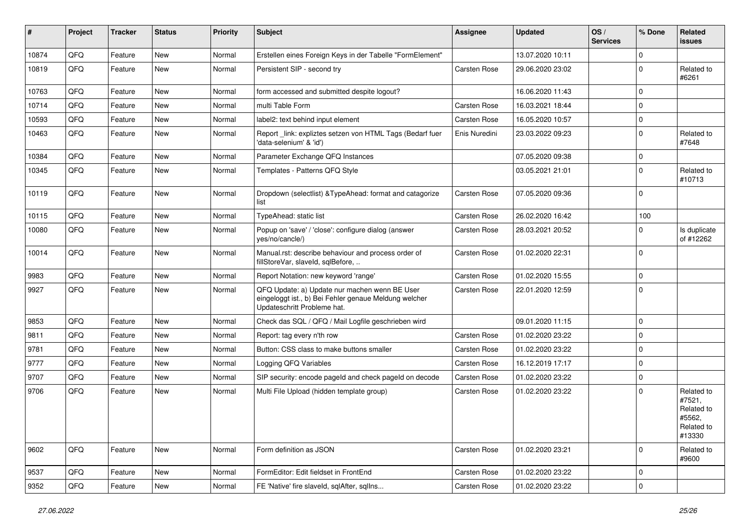| # | Project | Tracker | Status | Priority | Subject | Assignee | Updated | OS / Services | % Done | Related issues |
|---|---|---|---|---|---|---|---|---|---|---|
| 10874 | QFQ | Feature | New | Normal | Erstellen eines Foreign Keys in der Tabelle "FormElement" | | 13.07.2020 10:11 | | 0 | |
| 10819 | QFQ | Feature | New | Normal | Persistent SIP - second try | Carsten Rose | 29.06.2020 23:02 | | 0 | Related to #6261 |
| 10763 | QFQ | Feature | New | Normal | form accessed and submitted despite logout? | | 16.06.2020 11:43 | | 0 | |
| 10714 | QFQ | Feature | New | Normal | multi Table Form | Carsten Rose | 16.03.2021 18:44 | | 0 | |
| 10593 | QFQ | Feature | New | Normal | label2: text behind input element | Carsten Rose | 16.05.2020 10:57 | | 0 | |
| 10463 | QFQ | Feature | New | Normal | Report _link: expliztes setzen von HTML Tags (Bedarf fuer 'data-selenium' & 'id') | Enis Nuredini | 23.03.2022 09:23 | | 0 | Related to #7648 |
| 10384 | QFQ | Feature | New | Normal | Parameter Exchange QFQ Instances | | 07.05.2020 09:38 | | 0 | |
| 10345 | QFQ | Feature | New | Normal | Templates - Patterns QFQ Style | | 03.05.2021 21:01 | | 0 | Related to #10713 |
| 10119 | QFQ | Feature | New | Normal | Dropdown (selectlist) &TypeAhead: format and catagorize list | Carsten Rose | 07.05.2020 09:36 | | 0 | |
| 10115 | QFQ | Feature | New | Normal | TypeAhead: static list | Carsten Rose | 26.02.2020 16:42 | | 100 | |
| 10080 | QFQ | Feature | New | Normal | Popup on 'save' / 'close': configure dialog (answer yes/no/cancle/) | Carsten Rose | 28.03.2021 20:52 | | 0 | Is duplicate of #12262 |
| 10014 | QFQ | Feature | New | Normal | Manual.rst: describe behaviour and process order of fillStoreVar, slaveId, sqlBefore, .. | Carsten Rose | 01.02.2020 22:31 | | 0 | |
| 9983 | QFQ | Feature | New | Normal | Report Notation: new keyword 'range' | Carsten Rose | 01.02.2020 15:55 | | 0 | |
| 9927 | QFQ | Feature | New | Normal | QFQ Update: a) Update nur machen wenn BE User eingeloggt ist., b) Bei Fehler genaue Meldung welcher Updateschritt Probleme hat. | Carsten Rose | 22.01.2020 12:59 | | 0 | |
| 9853 | QFQ | Feature | New | Normal | Check das SQL / QFQ / Mail Logfile geschrieben wird | | 09.01.2020 11:15 | | 0 | |
| 9811 | QFQ | Feature | New | Normal | Report: tag every n'th row | Carsten Rose | 01.02.2020 23:22 | | 0 | |
| 9781 | QFQ | Feature | New | Normal | Button: CSS class to make buttons smaller | Carsten Rose | 01.02.2020 23:22 | | 0 | |
| 9777 | QFQ | Feature | New | Normal | Logging QFQ Variables | Carsten Rose | 16.12.2019 17:17 | | 0 | |
| 9707 | QFQ | Feature | New | Normal | SIP security: encode pageId and check pageId on decode | Carsten Rose | 01.02.2020 23:22 | | 0 | |
| 9706 | QFQ | Feature | New | Normal | Multi File Upload (hidden template group) | Carsten Rose | 01.02.2020 23:22 | | 0 | Related to #7521, Related to #5562, Related to #13330 |
| 9602 | QFQ | Feature | New | Normal | Form definition as JSON | Carsten Rose | 01.02.2020 23:21 | | 0 | Related to #9600 |
| 9537 | QFQ | Feature | New | Normal | FormEditor: Edit fieldset in FrontEnd | Carsten Rose | 01.02.2020 23:22 | | 0 | |
| 9352 | QFQ | Feature | New | Normal | FE 'Native' fire slaveId, sqlAfter, sqlIns... | Carsten Rose | 01.02.2020 23:22 | | 0 | |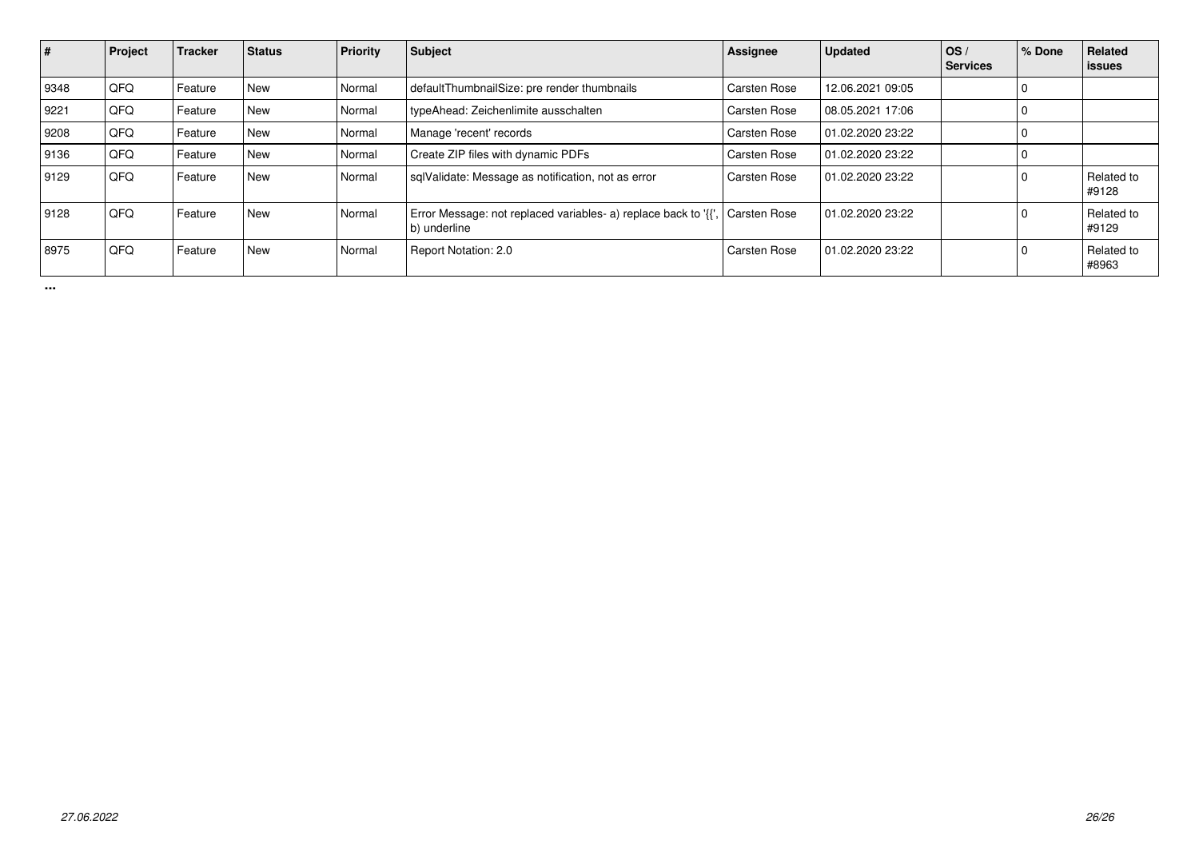| # | Project | Tracker | Status | Priority | Subject | Assignee | Updated | OS / Services | % Done | Related issues |
|---|---|---|---|---|---|---|---|---|---|---|
| 9348 | QFQ | Feature | New | Normal | defaultThumbnailSize: pre render thumbnails | Carsten Rose | 12.06.2021 09:05 | | 0 | |
| 9221 | QFQ | Feature | New | Normal | typeAhead: Zeichenlimite ausschalten | Carsten Rose | 08.05.2021 17:06 | | 0 | |
| 9208 | QFQ | Feature | New | Normal | Manage 'recent' records | Carsten Rose | 01.02.2020 23:22 | | 0 | |
| 9136 | QFQ | Feature | New | Normal | Create ZIP files with dynamic PDFs | Carsten Rose | 01.02.2020 23:22 | | 0 | |
| 9129 | QFQ | Feature | New | Normal | sqlValidate: Message as notification, not as error | Carsten Rose | 01.02.2020 23:22 | | 0 | Related to #9128 |
| 9128 | QFQ | Feature | New | Normal | Error Message: not replaced variables- a) replace back to '{{', b) underline | Carsten Rose | 01.02.2020 23:22 | | 0 | Related to #9129 |
| 8975 | QFQ | Feature | New | Normal | Report Notation: 2.0 | Carsten Rose | 01.02.2020 23:22 | | 0 | Related to #8963 |

...